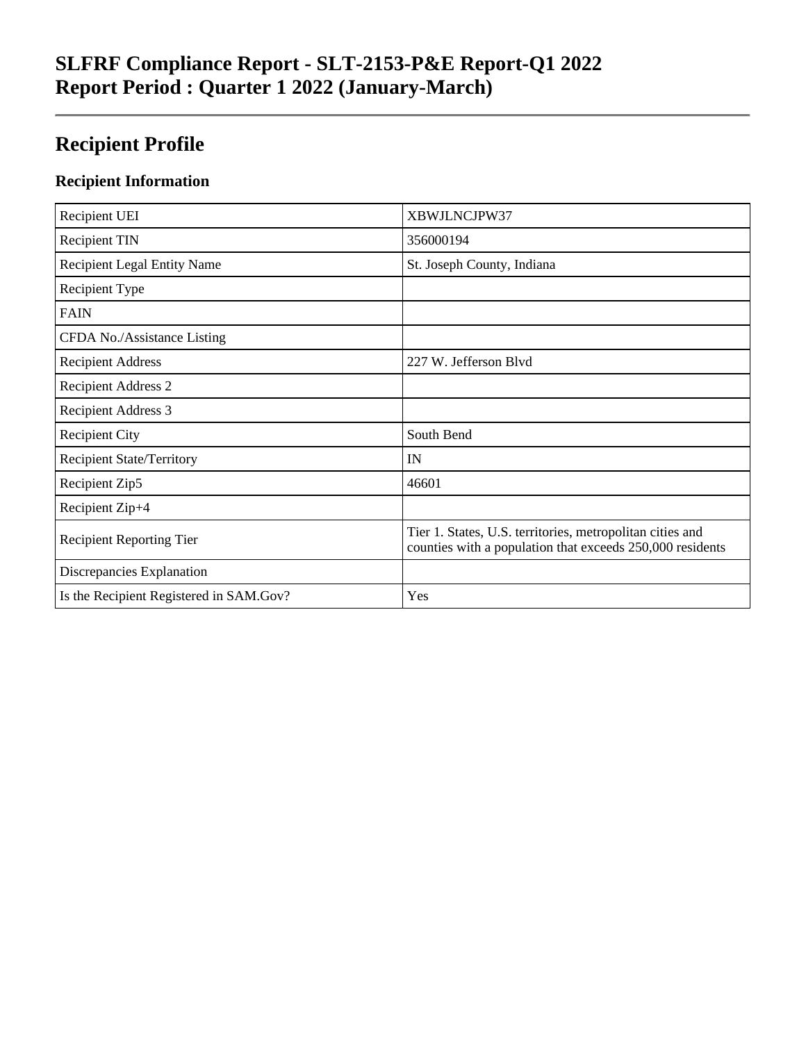# SLFRF Compliance Report - SLT-2153-P&E Report-Q1 2022
# Report Period : Quarter 1 2022 (January-March)

---

## Recipient Profile

### Recipient Information

| | |
|---|---|
| Recipient UEI | XBWJLNCJPW37 |
| Recipient TIN | 356000194 |
| Recipient Legal Entity Name | St. Joseph County, Indiana |
| Recipient Type | |
| FAIN | |
| CFDA No./Assistance Listing | |
| Recipient Address | 227 W. Jefferson Blvd |
| Recipient Address 2 | |
| Recipient Address 3 | |
| Recipient City | South Bend |
| Recipient State/Territory | IN |
| Recipient Zip5 | 46601 |
| Recipient Zip+4 | |
| Recipient Reporting Tier | Tier 1. States, U.S. territories, metropolitan cities and counties with a population that exceeds 250,000 residents |
| Discrepancies Explanation | |
| Is the Recipient Registered in SAM.Gov? | Yes |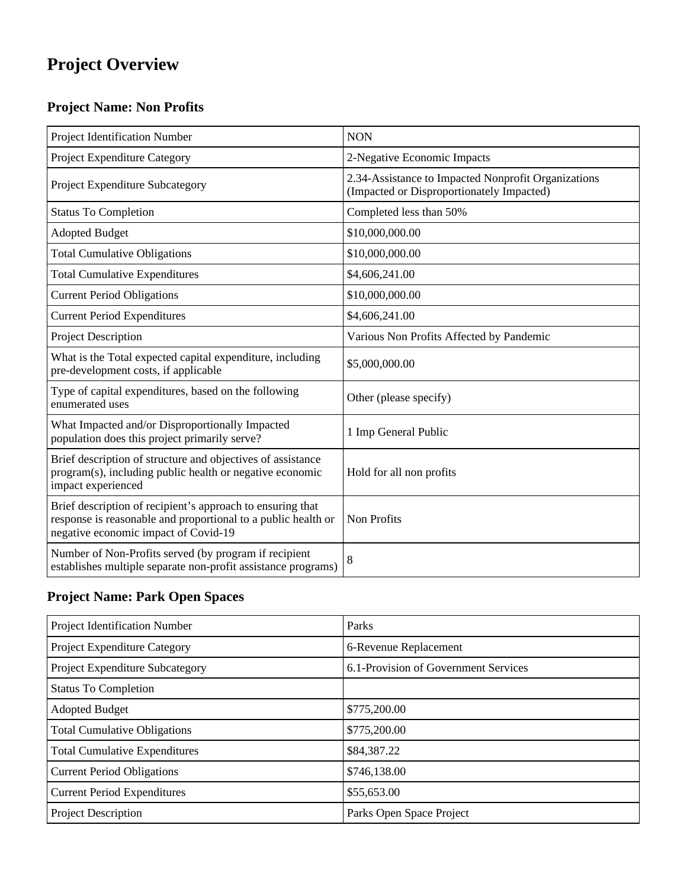# Project Overview

## Project Name: Non Profits

| | |
|---|---|
| Project Identification Number | NON |
| Project Expenditure Category | 2-Negative Economic Impacts |
| Project Expenditure Subcategory | 2.34-Assistance to Impacted Nonprofit Organizations (Impacted or Disproportionately Impacted) |
| Status To Completion | Completed less than 50% |
| Adopted Budget | $10,000,000.00 |
| Total Cumulative Obligations | $10,000,000.00 |
| Total Cumulative Expenditures | $4,606,241.00 |
| Current Period Obligations | $10,000,000.00 |
| Current Period Expenditures | $4,606,241.00 |
| Project Description | Various Non Profits Affected by Pandemic |
| What is the Total expected capital expenditure, including pre-development costs, if applicable | $5,000,000.00 |
| Type of capital expenditures, based on the following enumerated uses | Other (please specify) |
| What Impacted and/or Disproportionally Impacted population does this project primarily serve? | 1 Imp General Public |
| Brief description of structure and objectives of assistance program(s), including public health or negative economic impact experienced | Hold for all non profits |
| Brief description of recipient's approach to ensuring that response is reasonable and proportional to a public health or negative economic impact of Covid-19 | Non Profits |
| Number of Non-Profits served (by program if recipient establishes multiple separate non-profit assistance programs) | 8 |

## Project Name: Park Open Spaces

| | |
|---|---|
| Project Identification Number | Parks |
| Project Expenditure Category | 6-Revenue Replacement |
| Project Expenditure Subcategory | 6.1-Provision of Government Services |
| Status To Completion | |
| Adopted Budget | $775,200.00 |
| Total Cumulative Obligations | $775,200.00 |
| Total Cumulative Expenditures | $84,387.22 |
| Current Period Obligations | $746,138.00 |
| Current Period Expenditures | $55,653.00 |
| Project Description | Parks Open Space Project |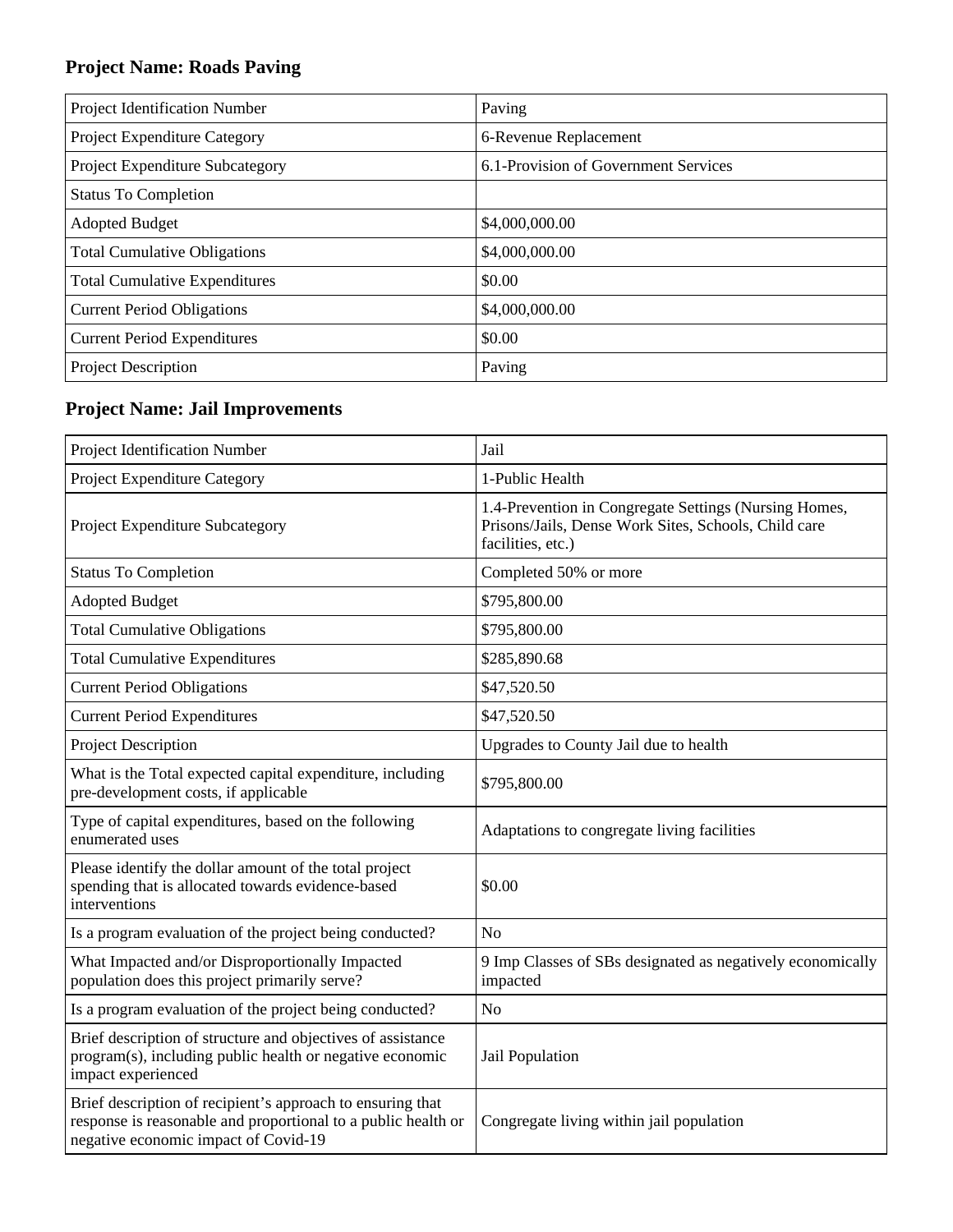### Project Name: Roads Paving

| Project Identification Number | Paving |
|---|---|
| Project Expenditure Category | 6-Revenue Replacement |
| Project Expenditure Subcategory | 6.1-Provision of Government Services |
| Status To Completion | |
| Adopted Budget | $4,000,000.00 |
| Total Cumulative Obligations | $4,000,000.00 |
| Total Cumulative Expenditures | $0.00 |
| Current Period Obligations | $4,000,000.00 |
| Current Period Expenditures | $0.00 |
| Project Description | Paving |

### Project Name: Jail Improvements

| Project Identification Number | Jail |
|---|---|
| Project Expenditure Category | 1-Public Health |
| Project Expenditure Subcategory | 1.4-Prevention in Congregate Settings (Nursing Homes, Prisons/Jails, Dense Work Sites, Schools, Child care facilities, etc.) |
| Status To Completion | Completed 50% or more |
| Adopted Budget | $795,800.00 |
| Total Cumulative Obligations | $795,800.00 |
| Total Cumulative Expenditures | $285,890.68 |
| Current Period Obligations | $47,520.50 |
| Current Period Expenditures | $47,520.50 |
| Project Description | Upgrades to County Jail due to health |
| What is the Total expected capital expenditure, including pre-development costs, if applicable | $795,800.00 |
| Type of capital expenditures, based on the following enumerated uses | Adaptations to congregate living facilities |
| Please identify the dollar amount of the total project spending that is allocated towards evidence-based interventions | $0.00 |
| Is a program evaluation of the project being conducted? | No |
| What Impacted and/or Disproportionally Impacted population does this project primarily serve? | 9 Imp Classes of SBs designated as negatively economically impacted |
| Is a program evaluation of the project being conducted? | No |
| Brief description of structure and objectives of assistance program(s), including public health or negative economic impact experienced | Jail Population |
| Brief description of recipient's approach to ensuring that response is reasonable and proportional to a public health or negative economic impact of Covid-19 | Congregate living within jail population |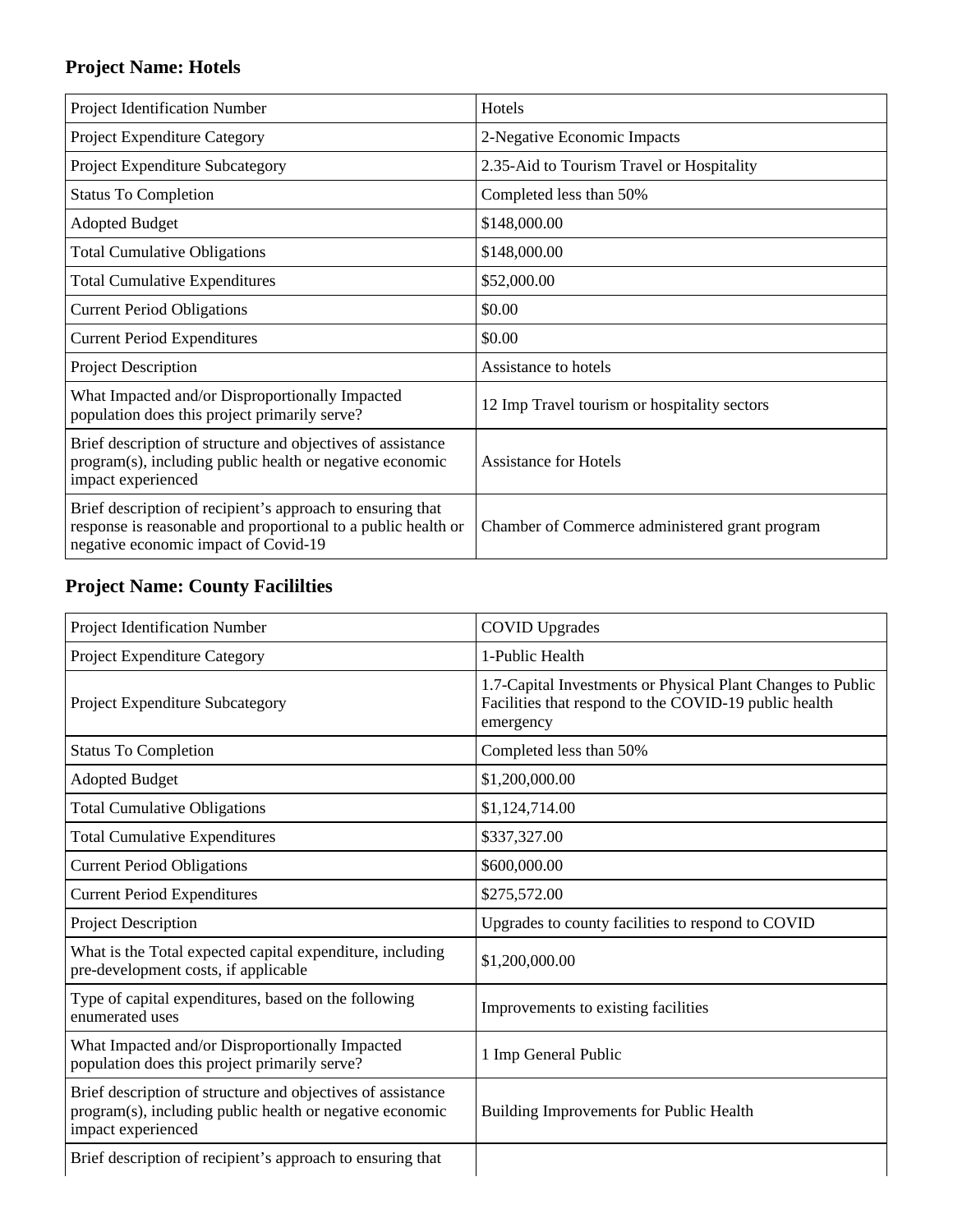## Project Name: Hotels

| Project Identification Number | Hotels |
|---|---|
| Project Expenditure Category | 2-Negative Economic Impacts |
| Project Expenditure Subcategory | 2.35-Aid to Tourism Travel or Hospitality |
| Status To Completion | Completed less than 50% |
| Adopted Budget | $148,000.00 |
| Total Cumulative Obligations | $148,000.00 |
| Total Cumulative Expenditures | $52,000.00 |
| Current Period Obligations | $0.00 |
| Current Period Expenditures | $0.00 |
| Project Description | Assistance to hotels |
| What Impacted and/or Disproportionally Impacted population does this project primarily serve? | 12 Imp Travel tourism or hospitality sectors |
| Brief description of structure and objectives of assistance program(s), including public health or negative economic impact experienced | Assistance for Hotels |
| Brief description of recipient's approach to ensuring that response is reasonable and proportional to a public health or negative economic impact of Covid-19 | Chamber of Commerce administered grant program |

## Project Name: County Facililties

| Project Identification Number | COVID Upgrades |
|---|---|
| Project Expenditure Category | 1-Public Health |
| Project Expenditure Subcategory | 1.7-Capital Investments or Physical Plant Changes to Public Facilities that respond to the COVID-19 public health emergency |
| Status To Completion | Completed less than 50% |
| Adopted Budget | $1,200,000.00 |
| Total Cumulative Obligations | $1,124,714.00 |
| Total Cumulative Expenditures | $337,327.00 |
| Current Period Obligations | $600,000.00 |
| Current Period Expenditures | $275,572.00 |
| Project Description | Upgrades to county facilities to respond to COVID |
| What is the Total expected capital expenditure, including pre-development costs, if applicable | $1,200,000.00 |
| Type of capital expenditures, based on the following enumerated uses | Improvements to existing facilities |
| What Impacted and/or Disproportionally Impacted population does this project primarily serve? | 1 Imp General Public |
| Brief description of structure and objectives of assistance program(s), including public health or negative economic impact experienced | Building Improvements for Public Health |
| Brief description of recipient's approach to ensuring that | |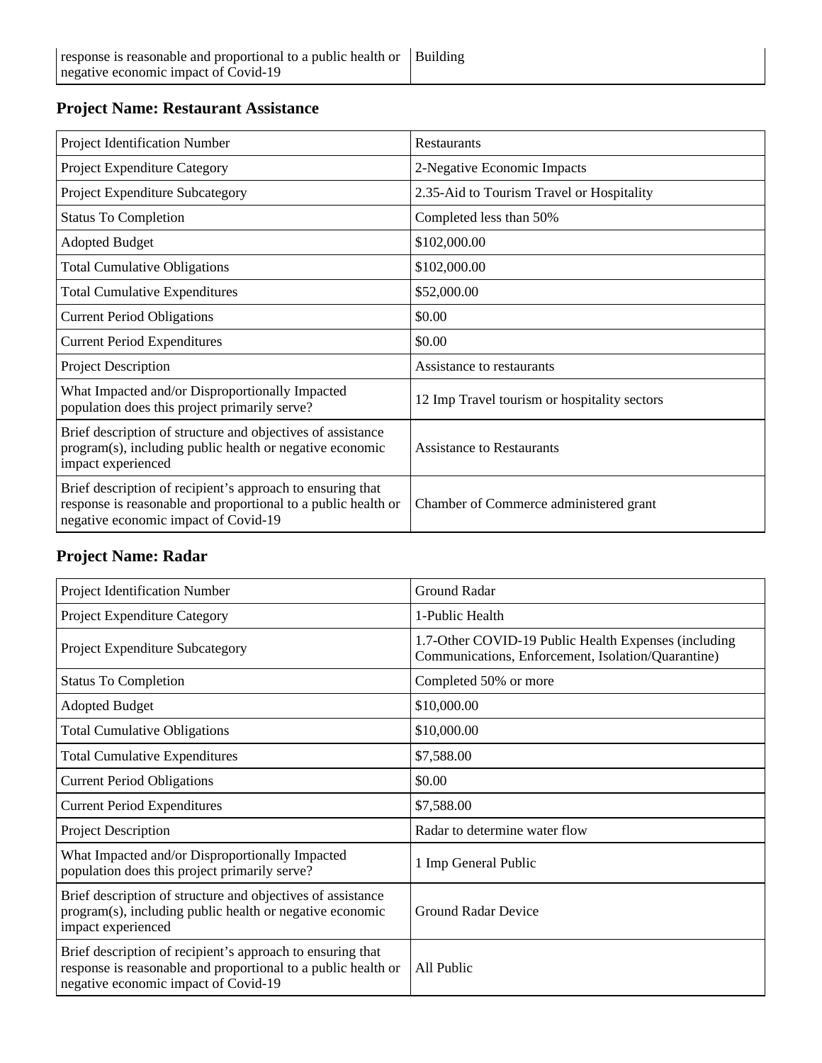| | |
|---|---|
| response is reasonable and proportional to a public health or negative economic impact of Covid-19 | Building |

### Project Name: Restaurant Assistance

| | |
|---|---|
| Project Identification Number | Restaurants |
| Project Expenditure Category | 2-Negative Economic Impacts |
| Project Expenditure Subcategory | 2.35-Aid to Tourism Travel or Hospitality |
| Status To Completion | Completed less than 50% |
| Adopted Budget | $102,000.00 |
| Total Cumulative Obligations | $102,000.00 |
| Total Cumulative Expenditures | $52,000.00 |
| Current Period Obligations | $0.00 |
| Current Period Expenditures | $0.00 |
| Project Description | Assistance to restaurants |
| What Impacted and/or Disproportionally Impacted population does this project primarily serve? | 12 Imp Travel tourism or hospitality sectors |
| Brief description of structure and objectives of assistance program(s), including public health or negative economic impact experienced | Assistance to Restaurants |
| Brief description of recipient's approach to ensuring that response is reasonable and proportional to a public health or negative economic impact of Covid-19 | Chamber of Commerce administered grant |

### Project Name: Radar

| | |
|---|---|
| Project Identification Number | Ground Radar |
| Project Expenditure Category | 1-Public Health |
| Project Expenditure Subcategory | 1.7-Other COVID-19 Public Health Expenses (including Communications, Enforcement, Isolation/Quarantine) |
| Status To Completion | Completed 50% or more |
| Adopted Budget | $10,000.00 |
| Total Cumulative Obligations | $10,000.00 |
| Total Cumulative Expenditures | $7,588.00 |
| Current Period Obligations | $0.00 |
| Current Period Expenditures | $7,588.00 |
| Project Description | Radar to determine water flow |
| What Impacted and/or Disproportionally Impacted population does this project primarily serve? | 1 Imp General Public |
| Brief description of structure and objectives of assistance program(s), including public health or negative economic impact experienced | Ground Radar Device |
| Brief description of recipient's approach to ensuring that response is reasonable and proportional to a public health or negative economic impact of Covid-19 | All Public |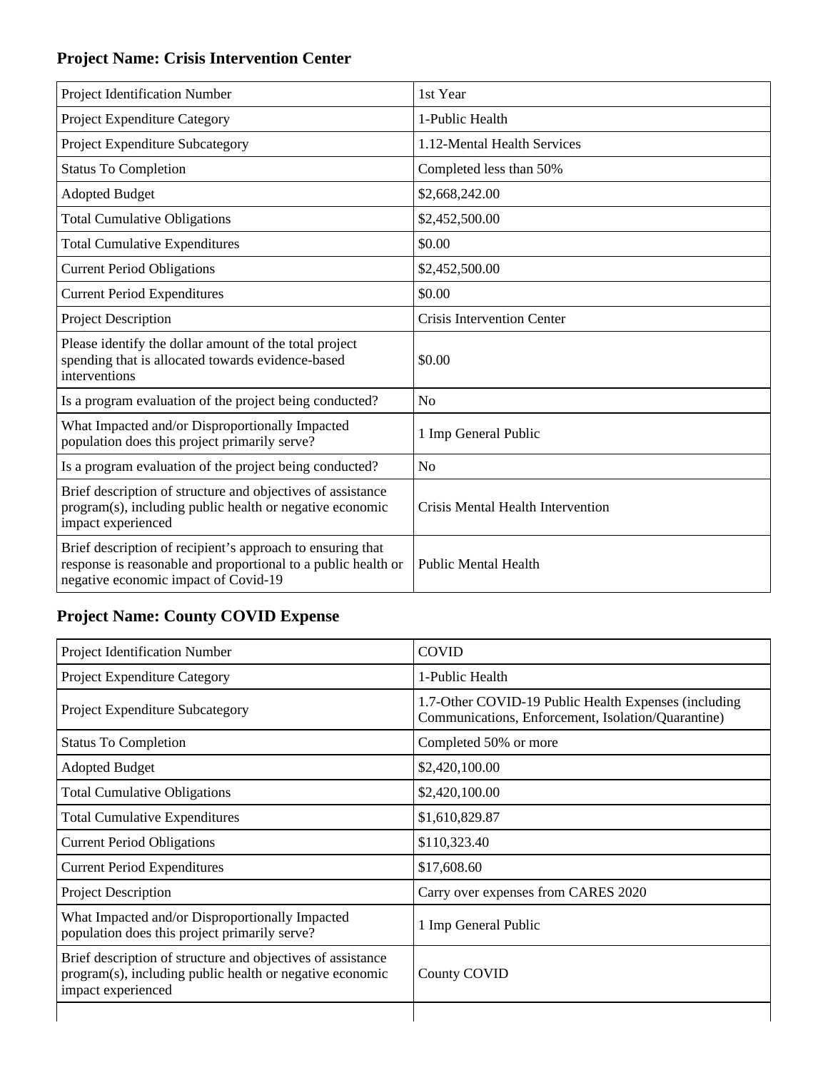### Project Name: Crisis Intervention Center

| | |
|---|---|
| Project Identification Number | 1st Year |
| Project Expenditure Category | 1-Public Health |
| Project Expenditure Subcategory | 1.12-Mental Health Services |
| Status To Completion | Completed less than 50% |
| Adopted Budget | $2,668,242.00 |
| Total Cumulative Obligations | $2,452,500.00 |
| Total Cumulative Expenditures | $0.00 |
| Current Period Obligations | $2,452,500.00 |
| Current Period Expenditures | $0.00 |
| Project Description | Crisis Intervention Center |
| Please identify the dollar amount of the total project spending that is allocated towards evidence-based interventions | $0.00 |
| Is a program evaluation of the project being conducted? | No |
| What Impacted and/or Disproportionally Impacted population does this project primarily serve? | 1 Imp General Public |
| Is a program evaluation of the project being conducted? | No |
| Brief description of structure and objectives of assistance program(s), including public health or negative economic impact experienced | Crisis Mental Health Intervention |
| Brief description of recipient's approach to ensuring that response is reasonable and proportional to a public health or negative economic impact of Covid-19 | Public Mental Health |

### Project Name: County COVID Expense

| | |
|---|---|
| Project Identification Number | COVID |
| Project Expenditure Category | 1-Public Health |
| Project Expenditure Subcategory | 1.7-Other COVID-19 Public Health Expenses (including Communications, Enforcement, Isolation/Quarantine) |
| Status To Completion | Completed 50% or more |
| Adopted Budget | $2,420,100.00 |
| Total Cumulative Obligations | $2,420,100.00 |
| Total Cumulative Expenditures | $1,610,829.87 |
| Current Period Obligations | $110,323.40 |
| Current Period Expenditures | $17,608.60 |
| Project Description | Carry over expenses from CARES 2020 |
| What Impacted and/or Disproportionally Impacted population does this project primarily serve? | 1 Imp General Public |
| Brief description of structure and objectives of assistance program(s), including public health or negative economic impact experienced | County COVID |
| | |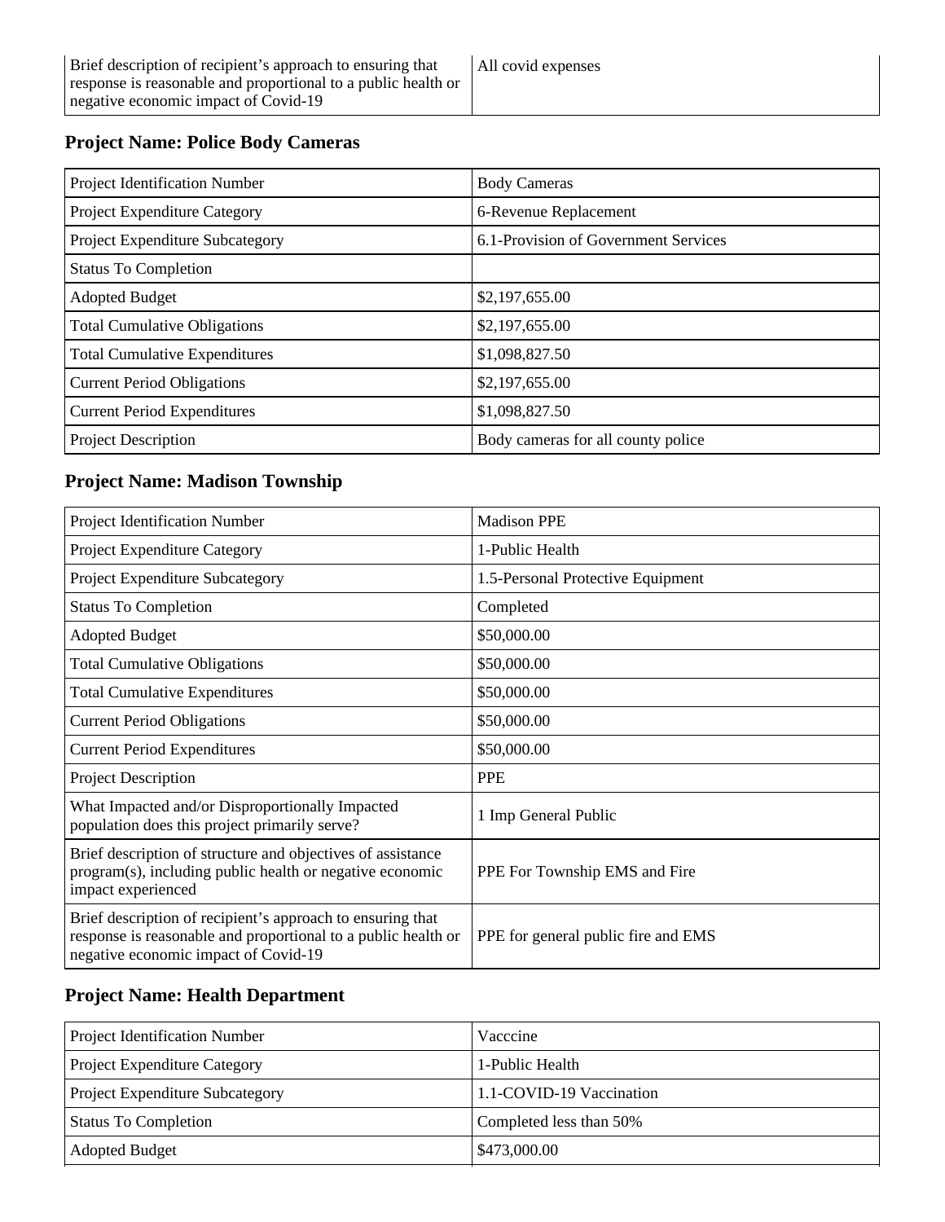| Brief description of recipient's approach to ensuring that response is reasonable and proportional to a public health or negative economic impact of Covid-19 | All covid expenses |
|---|---|

### Project Name: Police Body Cameras

| Project Identification Number | Body Cameras |
|---|---|
| Project Expenditure Category | 6-Revenue Replacement |
| Project Expenditure Subcategory | 6.1-Provision of Government Services |
| Status To Completion | |
| Adopted Budget | $2,197,655.00 |
| Total Cumulative Obligations | $2,197,655.00 |
| Total Cumulative Expenditures | $1,098,827.50 |
| Current Period Obligations | $2,197,655.00 |
| Current Period Expenditures | $1,098,827.50 |
| Project Description | Body cameras for all county police |

### Project Name: Madison Township

| Project Identification Number | Madison PPE |
|---|---|
| Project Expenditure Category | 1-Public Health |
| Project Expenditure Subcategory | 1.5-Personal Protective Equipment |
| Status To Completion | Completed |
| Adopted Budget | $50,000.00 |
| Total Cumulative Obligations | $50,000.00 |
| Total Cumulative Expenditures | $50,000.00 |
| Current Period Obligations | $50,000.00 |
| Current Period Expenditures | $50,000.00 |
| Project Description | PPE |
| What Impacted and/or Disproportionally Impacted population does this project primarily serve? | 1 Imp General Public |
| Brief description of structure and objectives of assistance program(s), including public health or negative economic impact experienced | PPE For Township EMS and Fire |
| Brief description of recipient's approach to ensuring that response is reasonable and proportional to a public health or negative economic impact of Covid-19 | PPE for general public fire and EMS |

### Project Name: Health Department

| Project Identification Number | Vacccine |
|---|---|
| Project Expenditure Category | 1-Public Health |
| Project Expenditure Subcategory | 1.1-COVID-19 Vaccination |
| Status To Completion | Completed less than 50% |
| Adopted Budget | $473,000.00 |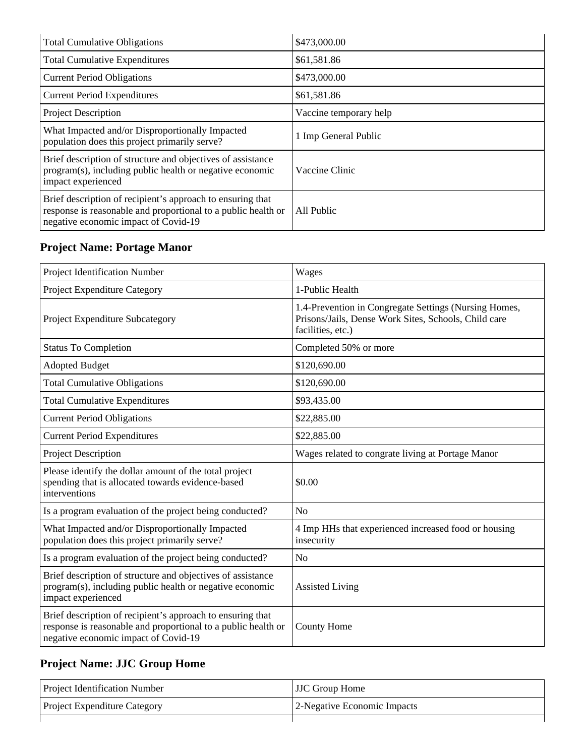| | |
|---|---|
| Total Cumulative Obligations | $473,000.00 |
| Total Cumulative Expenditures | $61,581.86 |
| Current Period Obligations | $473,000.00 |
| Current Period Expenditures | $61,581.86 |
| Project Description | Vaccine temporary help |
| What Impacted and/or Disproportionally Impacted population does this project primarily serve? | 1 Imp General Public |
| Brief description of structure and objectives of assistance program(s), including public health or negative economic impact experienced | Vaccine Clinic |
| Brief description of recipient's approach to ensuring that response is reasonable and proportional to a public health or negative economic impact of Covid-19 | All Public |

### Project Name: Portage Manor

| | |
|---|---|
| Project Identification Number | Wages |
| Project Expenditure Category | 1-Public Health |
| Project Expenditure Subcategory | 1.4-Prevention in Congregate Settings (Nursing Homes, Prisons/Jails, Dense Work Sites, Schools, Child care facilities, etc.) |
| Status To Completion | Completed 50% or more |
| Adopted Budget | $120,690.00 |
| Total Cumulative Obligations | $120,690.00 |
| Total Cumulative Expenditures | $93,435.00 |
| Current Period Obligations | $22,885.00 |
| Current Period Expenditures | $22,885.00 |
| Project Description | Wages related to congrate living at Portage Manor |
| Please identify the dollar amount of the total project spending that is allocated towards evidence-based interventions | $0.00 |
| Is a program evaluation of the project being conducted? | No |
| What Impacted and/or Disproportionally Impacted population does this project primarily serve? | 4 Imp HHs that experienced increased food or housing insecurity |
| Is a program evaluation of the project being conducted? | No |
| Brief description of structure and objectives of assistance program(s), including public health or negative economic impact experienced | Assisted Living |
| Brief description of recipient's approach to ensuring that response is reasonable and proportional to a public health or negative economic impact of Covid-19 | County Home |

### Project Name: JJC Group Home

| | |
|---|---|
| Project Identification Number | JJC Group Home |
| Project Expenditure Category | 2-Negative Economic Impacts |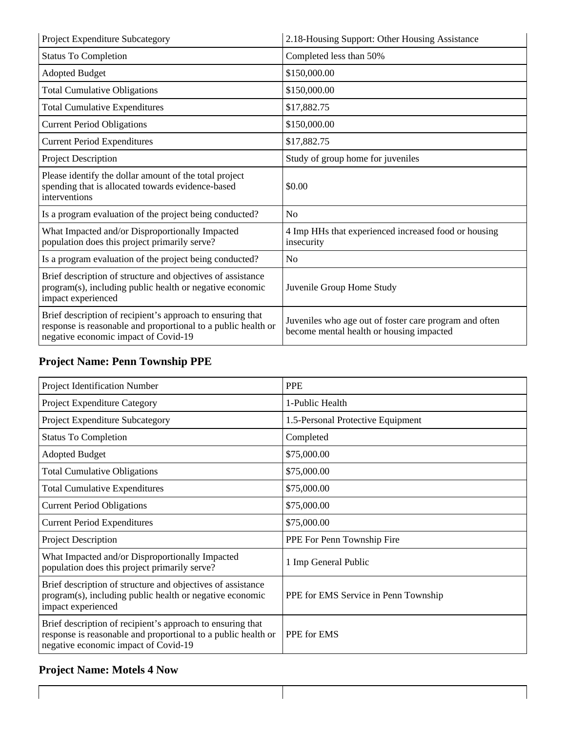| Project Expenditure Subcategory | 2.18-Housing Support: Other Housing Assistance |
|---|---|
| Status To Completion | Completed less than 50% |
| Adopted Budget | $150,000.00 |
| Total Cumulative Obligations | $150,000.00 |
| Total Cumulative Expenditures | $17,882.75 |
| Current Period Obligations | $150,000.00 |
| Current Period Expenditures | $17,882.75 |
| Project Description | Study of group home for juveniles |
| Please identify the dollar amount of the total project spending that is allocated towards evidence-based interventions | $0.00 |
| Is a program evaluation of the project being conducted? | No |
| What Impacted and/or Disproportionally Impacted population does this project primarily serve? | 4 Imp HHs that experienced increased food or housing insecurity |
| Is a program evaluation of the project being conducted? | No |
| Brief description of structure and objectives of assistance program(s), including public health or negative economic impact experienced | Juvenile Group Home Study |
| Brief description of recipient's approach to ensuring that response is reasonable and proportional to a public health or negative economic impact of Covid-19 | Juveniles who age out of foster care program and often become mental health or housing impacted |

## Project Name: Penn Township PPE

| Project Identification Number | PPE |
|---|---|
| Project Expenditure Category | 1-Public Health |
| Project Expenditure Subcategory | 1.5-Personal Protective Equipment |
| Status To Completion | Completed |
| Adopted Budget | $75,000.00 |
| Total Cumulative Obligations | $75,000.00 |
| Total Cumulative Expenditures | $75,000.00 |
| Current Period Obligations | $75,000.00 |
| Current Period Expenditures | $75,000.00 |
| Project Description | PPE For Penn Township Fire |
| What Impacted and/or Disproportionally Impacted population does this project primarily serve? | 1 Imp General Public |
| Brief description of structure and objectives of assistance program(s), including public health or negative economic impact experienced | PPE for EMS Service in Penn Township |
| Brief description of recipient's approach to ensuring that response is reasonable and proportional to a public health or negative economic impact of Covid-19 | PPE for EMS |

## Project Name: Motels 4 Now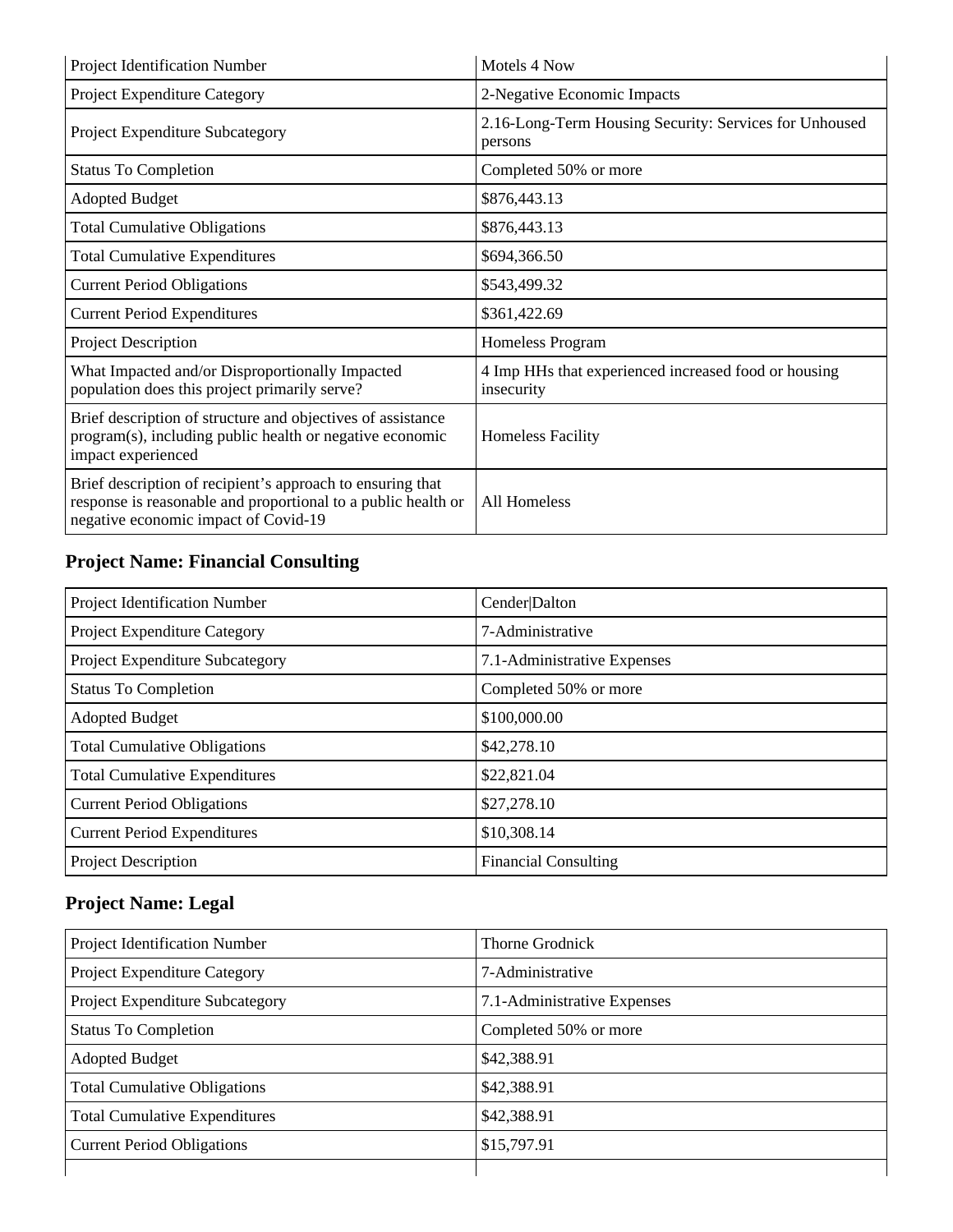| Project Identification Number | Motels 4 Now |
| --- | --- |
| Project Expenditure Category | 2-Negative Economic Impacts |
| Project Expenditure Subcategory | 2.16-Long-Term Housing Security: Services for Unhoused persons |
| Status To Completion | Completed 50% or more |
| Adopted Budget | $876,443.13 |
| Total Cumulative Obligations | $876,443.13 |
| Total Cumulative Expenditures | $694,366.50 |
| Current Period Obligations | $543,499.32 |
| Current Period Expenditures | $361,422.69 |
| Project Description | Homeless Program |
| What Impacted and/or Disproportionally Impacted population does this project primarily serve? | 4 Imp HHs that experienced increased food or housing insecurity |
| Brief description of structure and objectives of assistance program(s), including public health or negative economic impact experienced | Homeless Facility |
| Brief description of recipient's approach to ensuring that response is reasonable and proportional to a public health or negative economic impact of Covid-19 | All Homeless |

### Project Name: Financial Consulting

| Project Identification Number | Cender|Dalton |
| --- | --- |
| Project Expenditure Category | 7-Administrative |
| Project Expenditure Subcategory | 7.1-Administrative Expenses |
| Status To Completion | Completed 50% or more |
| Adopted Budget | $100,000.00 |
| Total Cumulative Obligations | $42,278.10 |
| Total Cumulative Expenditures | $22,821.04 |
| Current Period Obligations | $27,278.10 |
| Current Period Expenditures | $10,308.14 |
| Project Description | Financial Consulting |

### Project Name: Legal

| Project Identification Number | Thorne Grodnick |
| --- | --- |
| Project Expenditure Category | 7-Administrative |
| Project Expenditure Subcategory | 7.1-Administrative Expenses |
| Status To Completion | Completed 50% or more |
| Adopted Budget | $42,388.91 |
| Total Cumulative Obligations | $42,388.91 |
| Total Cumulative Expenditures | $42,388.91 |
| Current Period Obligations | $15,797.91 |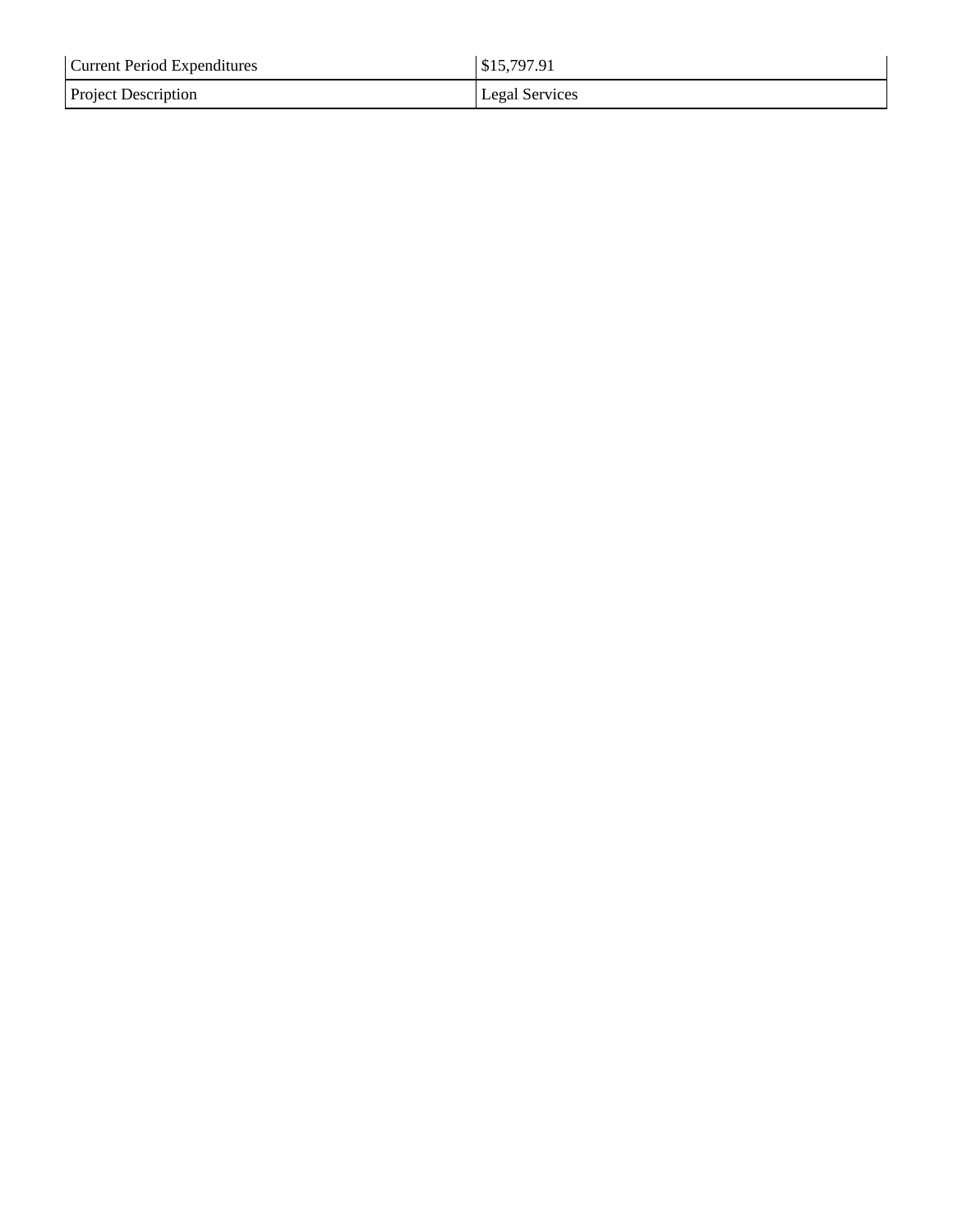| Current Period Expenditures | $15,797.91 |
| --- | --- |
| Project Description | Legal Services |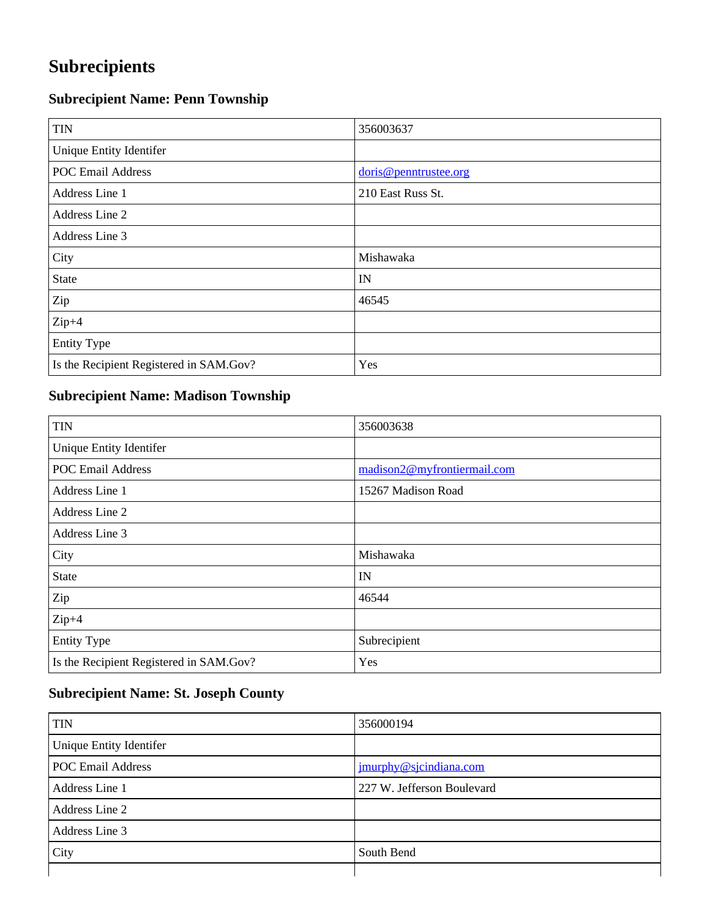# Subrecipients

### Subrecipient Name: Penn Township

| | |
|---|---|
| TIN | 356003637 |
| Unique Entity Identifer | |
| POC Email Address | doris@penntrustee.org |
| Address Line 1 | 210 East Russ St. |
| Address Line 2 | |
| Address Line 3 | |
| City | Mishawaka |
| State | IN |
| Zip | 46545 |
| Zip+4 | |
| Entity Type | |
| Is the Recipient Registered in SAM.Gov? | Yes |

### Subrecipient Name: Madison Township

| | |
|---|---|
| TIN | 356003638 |
| Unique Entity Identifer | |
| POC Email Address | madison2@myfrontiermail.com |
| Address Line 1 | 15267 Madison Road |
| Address Line 2 | |
| Address Line 3 | |
| City | Mishawaka |
| State | IN |
| Zip | 46544 |
| Zip+4 | |
| Entity Type | Subrecipient |
| Is the Recipient Registered in SAM.Gov? | Yes |

### Subrecipient Name: St. Joseph County

| | |
|---|---|
| TIN | 356000194 |
| Unique Entity Identifer | |
| POC Email Address | jmurphy@sjcindiana.com |
| Address Line 1 | 227 W. Jefferson Boulevard |
| Address Line 2 | |
| Address Line 3 | |
| City | South Bend |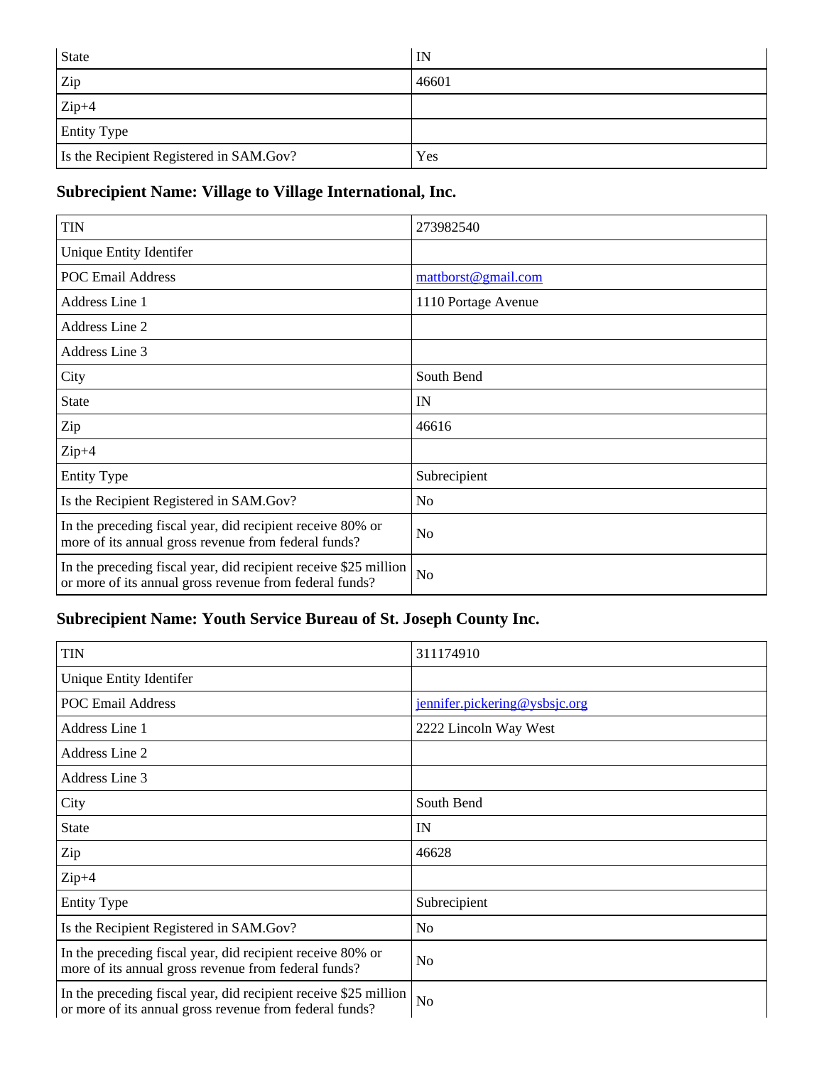| State | IN |
|---|---|
| Zip | 46601 |
| Zip+4 | |
| Entity Type | |
| Is the Recipient Registered in SAM.Gov? | Yes |

### Subrecipient Name: Village to Village International, Inc.

| TIN | 273982540 |
|---|---|
| Unique Entity Identifer | |
| POC Email Address | mattborst@gmail.com |
| Address Line 1 | 1110 Portage Avenue |
| Address Line 2 | |
| Address Line 3 | |
| City | South Bend |
| State | IN |
| Zip | 46616 |
| Zip+4 | |
| Entity Type | Subrecipient |
| Is the Recipient Registered in SAM.Gov? | No |
| In the preceding fiscal year, did recipient receive 80% or more of its annual gross revenue from federal funds? | No |
| In the preceding fiscal year, did recipient receive $25 million or more of its annual gross revenue from federal funds? | No |

### Subrecipient Name: Youth Service Bureau of St. Joseph County Inc.

| TIN | 311174910 |
|---|---|
| Unique Entity Identifer | |
| POC Email Address | jennifer.pickering@ysbsjc.org |
| Address Line 1 | 2222 Lincoln Way West |
| Address Line 2 | |
| Address Line 3 | |
| City | South Bend |
| State | IN |
| Zip | 46628 |
| Zip+4 | |
| Entity Type | Subrecipient |
| Is the Recipient Registered in SAM.Gov? | No |
| In the preceding fiscal year, did recipient receive 80% or more of its annual gross revenue from federal funds? | No |
| In the preceding fiscal year, did recipient receive $25 million or more of its annual gross revenue from federal funds? | No |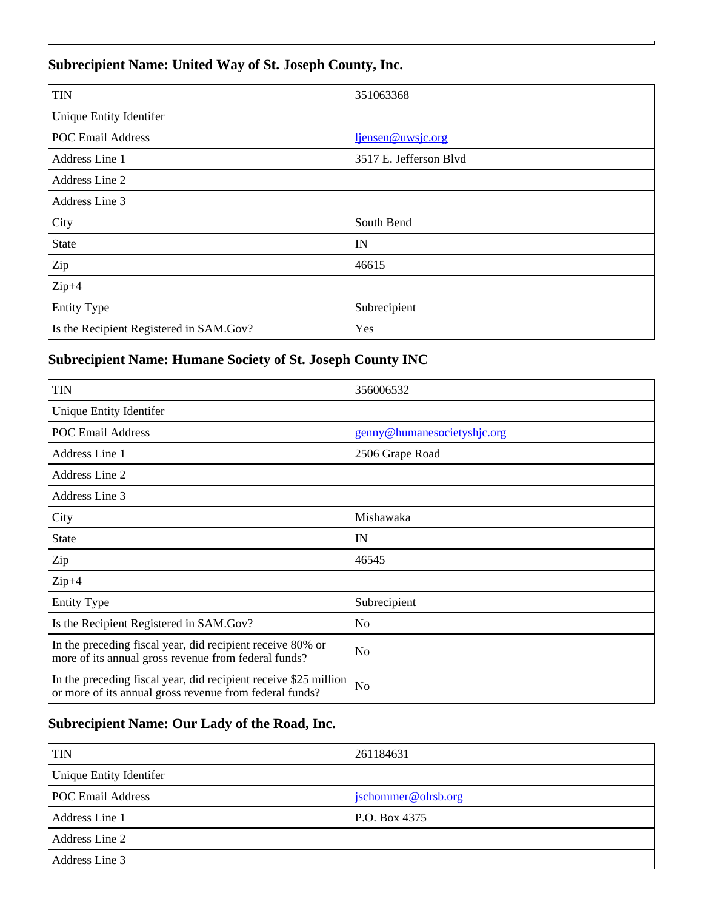### Subrecipient Name: United Way of St. Joseph County, Inc.

| | |
|---|---|
| TIN | 351063368 |
| Unique Entity Identifer | |
| POC Email Address | ljensen@uwsjc.org |
| Address Line 1 | 3517 E. Jefferson Blvd |
| Address Line 2 | |
| Address Line 3 | |
| City | South Bend |
| State | IN |
| Zip | 46615 |
| Zip+4 | |
| Entity Type | Subrecipient |
| Is the Recipient Registered in SAM.Gov? | Yes |

### Subrecipient Name: Humane Society of St. Joseph County INC

| | |
|---|---|
| TIN | 356006532 |
| Unique Entity Identifer | |
| POC Email Address | genny@humanesocietyshjc.org |
| Address Line 1 | 2506 Grape Road |
| Address Line 2 | |
| Address Line 3 | |
| City | Mishawaka |
| State | IN |
| Zip | 46545 |
| Zip+4 | |
| Entity Type | Subrecipient |
| Is the Recipient Registered in SAM.Gov? | No |
| In the preceding fiscal year, did recipient receive 80% or more of its annual gross revenue from federal funds? | No |
| In the preceding fiscal year, did recipient receive $25 million or more of its annual gross revenue from federal funds? | No |

### Subrecipient Name: Our Lady of the Road, Inc.

| | |
|---|---|
| TIN | 261184631 |
| Unique Entity Identifer | |
| POC Email Address | jschommer@olrsb.org |
| Address Line 1 | P.O. Box 4375 |
| Address Line 2 | |
| Address Line 3 | |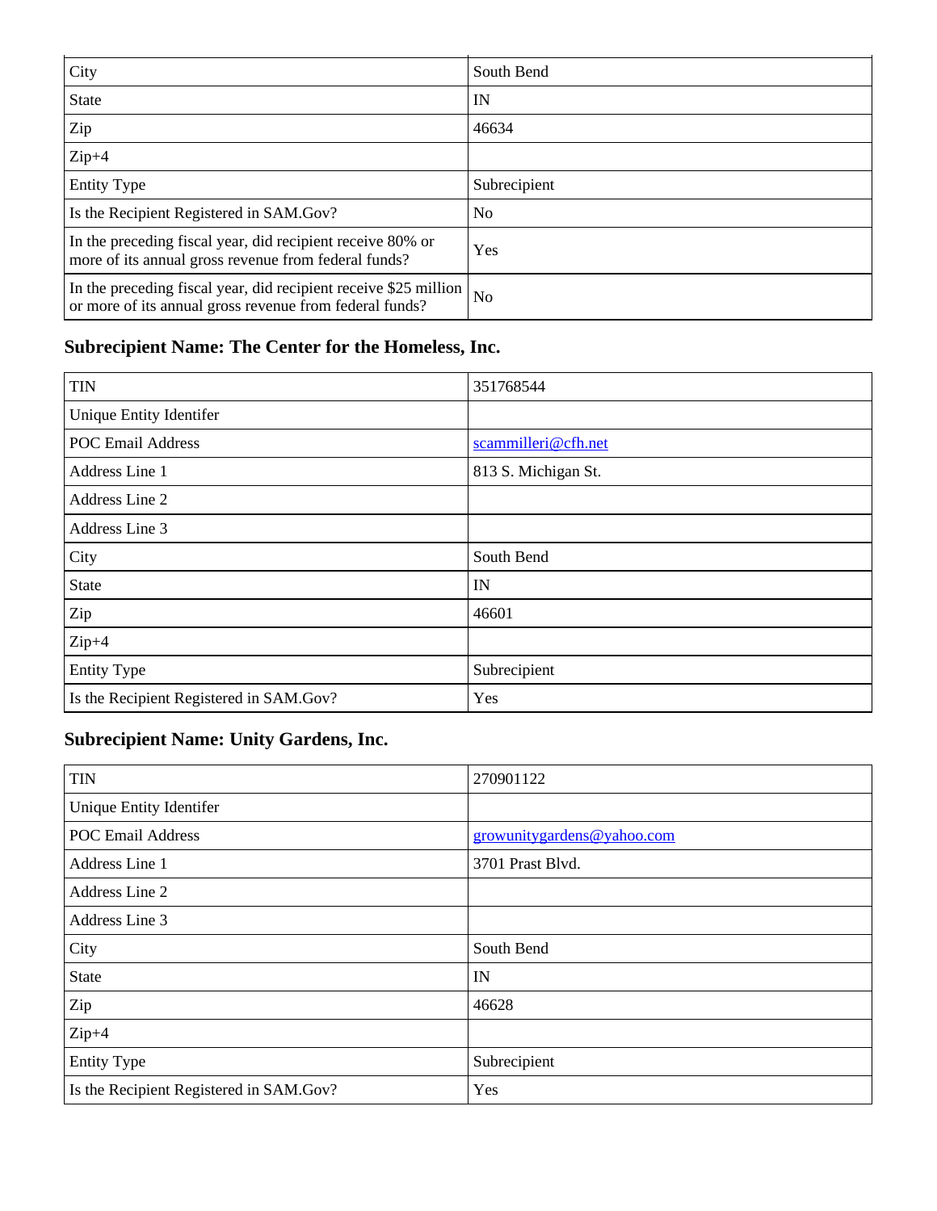| | |
|---|---|
| City | South Bend |
| State | IN |
| Zip | 46634 |
| Zip+4 | |
| Entity Type | Subrecipient |
| Is the Recipient Registered in SAM.Gov? | No |
| In the preceding fiscal year, did recipient receive 80% or more of its annual gross revenue from federal funds? | Yes |
| In the preceding fiscal year, did recipient receive $25 million or more of its annual gross revenue from federal funds? | No |

### Subrecipient Name: The Center for the Homeless, Inc.

| | |
|---|---|
| TIN | 351768544 |
| Unique Entity Identifer | |
| POC Email Address | scammilleri@cfh.net |
| Address Line 1 | 813 S. Michigan St. |
| Address Line 2 | |
| Address Line 3 | |
| City | South Bend |
| State | IN |
| Zip | 46601 |
| Zip+4 | |
| Entity Type | Subrecipient |
| Is the Recipient Registered in SAM.Gov? | Yes |

### Subrecipient Name: Unity Gardens, Inc.

| | |
|---|---|
| TIN | 270901122 |
| Unique Entity Identifer | |
| POC Email Address | growunitygardens@yahoo.com |
| Address Line 1 | 3701 Prast Blvd. |
| Address Line 2 | |
| Address Line 3 | |
| City | South Bend |
| State | IN |
| Zip | 46628 |
| Zip+4 | |
| Entity Type | Subrecipient |
| Is the Recipient Registered in SAM.Gov? | Yes |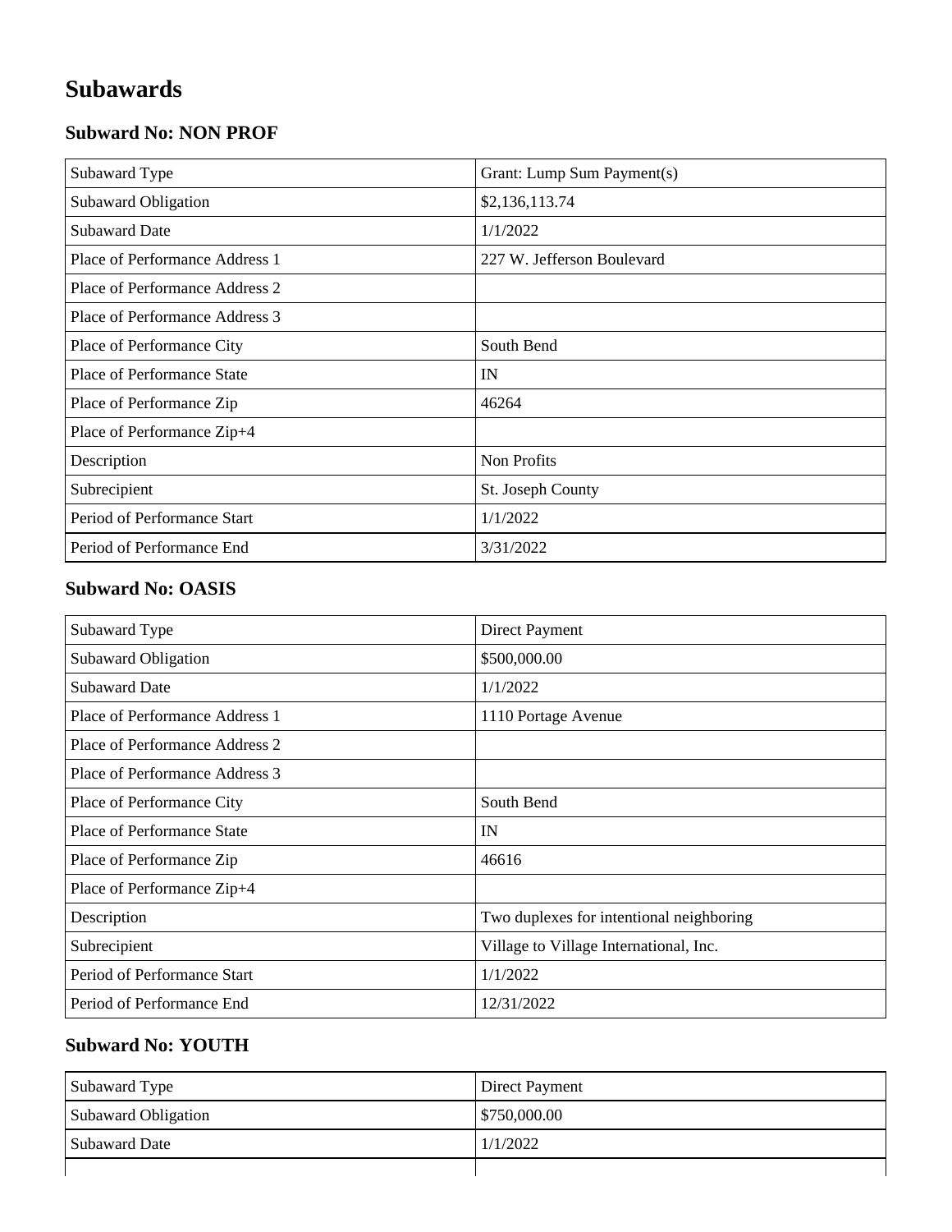# Subawards

## Subward No: NON PROF

| Subaward Type | Grant: Lump Sum Payment(s) |
| --- | --- |
| Subaward Obligation | $2,136,113.74 |
| Subaward Date | 1/1/2022 |
| Place of Performance Address 1 | 227 W. Jefferson Boulevard |
| Place of Performance Address 2 | |
| Place of Performance Address 3 | |
| Place of Performance City | South Bend |
| Place of Performance State | IN |
| Place of Performance Zip | 46264 |
| Place of Performance Zip+4 | |
| Description | Non Profits |
| Subrecipient | St. Joseph County |
| Period of Performance Start | 1/1/2022 |
| Period of Performance End | 3/31/2022 |

## Subward No: OASIS

| Subaward Type | Direct Payment |
| --- | --- |
| Subaward Obligation | $500,000.00 |
| Subaward Date | 1/1/2022 |
| Place of Performance Address 1 | 1110 Portage Avenue |
| Place of Performance Address 2 | |
| Place of Performance Address 3 | |
| Place of Performance City | South Bend |
| Place of Performance State | IN |
| Place of Performance Zip | 46616 |
| Place of Performance Zip+4 | |
| Description | Two duplexes for intentional neighboring |
| Subrecipient | Village to Village International, Inc. |
| Period of Performance Start | 1/1/2022 |
| Period of Performance End | 12/31/2022 |

## Subward No: YOUTH

| Subaward Type | Direct Payment |
| --- | --- |
| Subaward Obligation | $750,000.00 |
| Subaward Date | 1/1/2022 |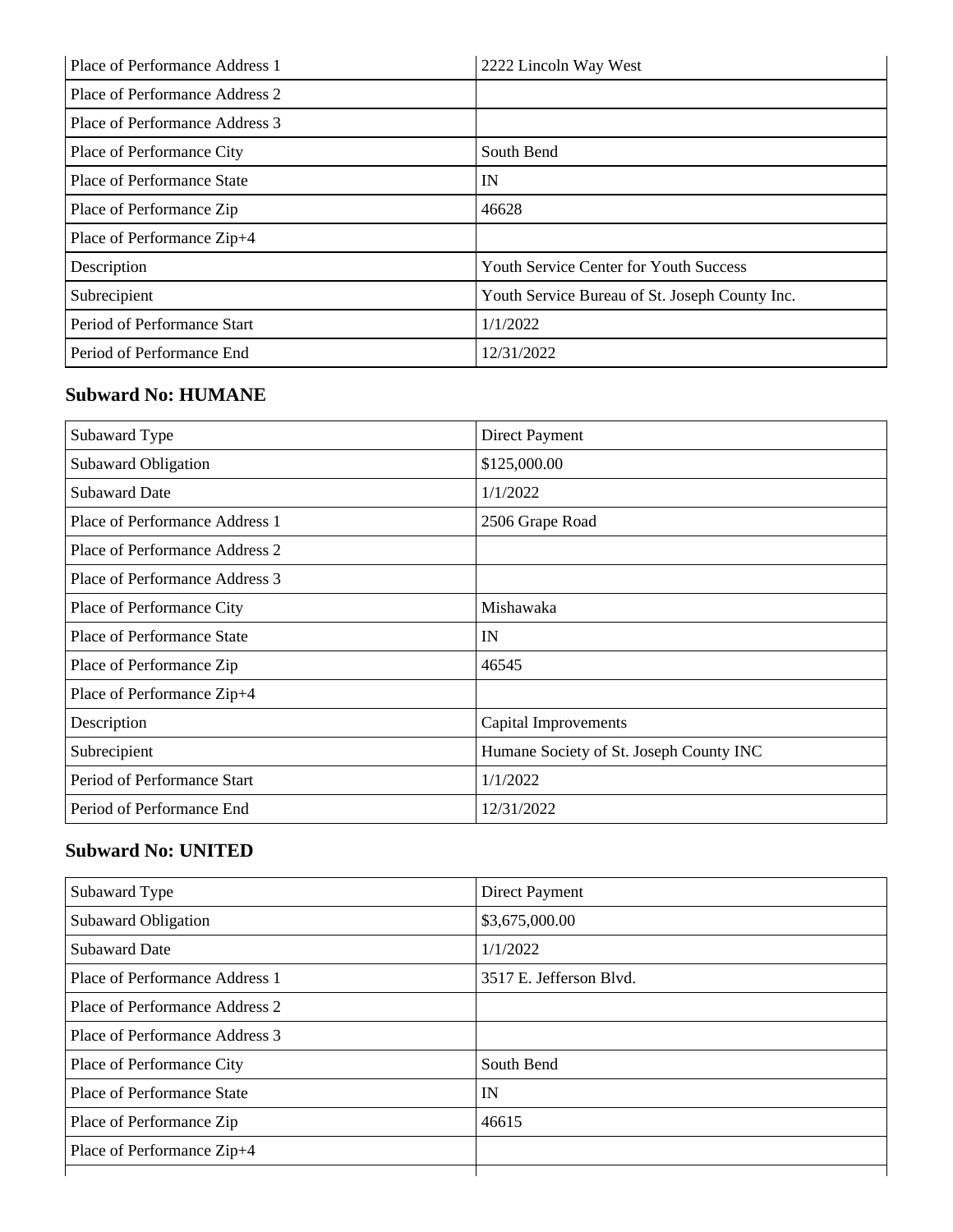| Place of Performance Address 1 | 2222 Lincoln Way West |
|---|---|
| Place of Performance Address 2 | |
| Place of Performance Address 3 | |
| Place of Performance City | South Bend |
| Place of Performance State | IN |
| Place of Performance Zip | 46628 |
| Place of Performance Zip+4 | |
| Description | Youth Service Center for Youth Success |
| Subrecipient | Youth Service Bureau of St. Joseph County Inc. |
| Period of Performance Start | 1/1/2022 |
| Period of Performance End | 12/31/2022 |

### Subward No: HUMANE

| Subaward Type | Direct Payment |
|---|---|
| Subaward Obligation | $125,000.00 |
| Subaward Date | 1/1/2022 |
| Place of Performance Address 1 | 2506 Grape Road |
| Place of Performance Address 2 | |
| Place of Performance Address 3 | |
| Place of Performance City | Mishawaka |
| Place of Performance State | IN |
| Place of Performance Zip | 46545 |
| Place of Performance Zip+4 | |
| Description | Capital Improvements |
| Subrecipient | Humane Society of St. Joseph County INC |
| Period of Performance Start | 1/1/2022 |
| Period of Performance End | 12/31/2022 |

### Subward No: UNITED

| Subaward Type | Direct Payment |
|---|---|
| Subaward Obligation | $3,675,000.00 |
| Subaward Date | 1/1/2022 |
| Place of Performance Address 1 | 3517 E. Jefferson Blvd. |
| Place of Performance Address 2 | |
| Place of Performance Address 3 | |
| Place of Performance City | South Bend |
| Place of Performance State | IN |
| Place of Performance Zip | 46615 |
| Place of Performance Zip+4 | |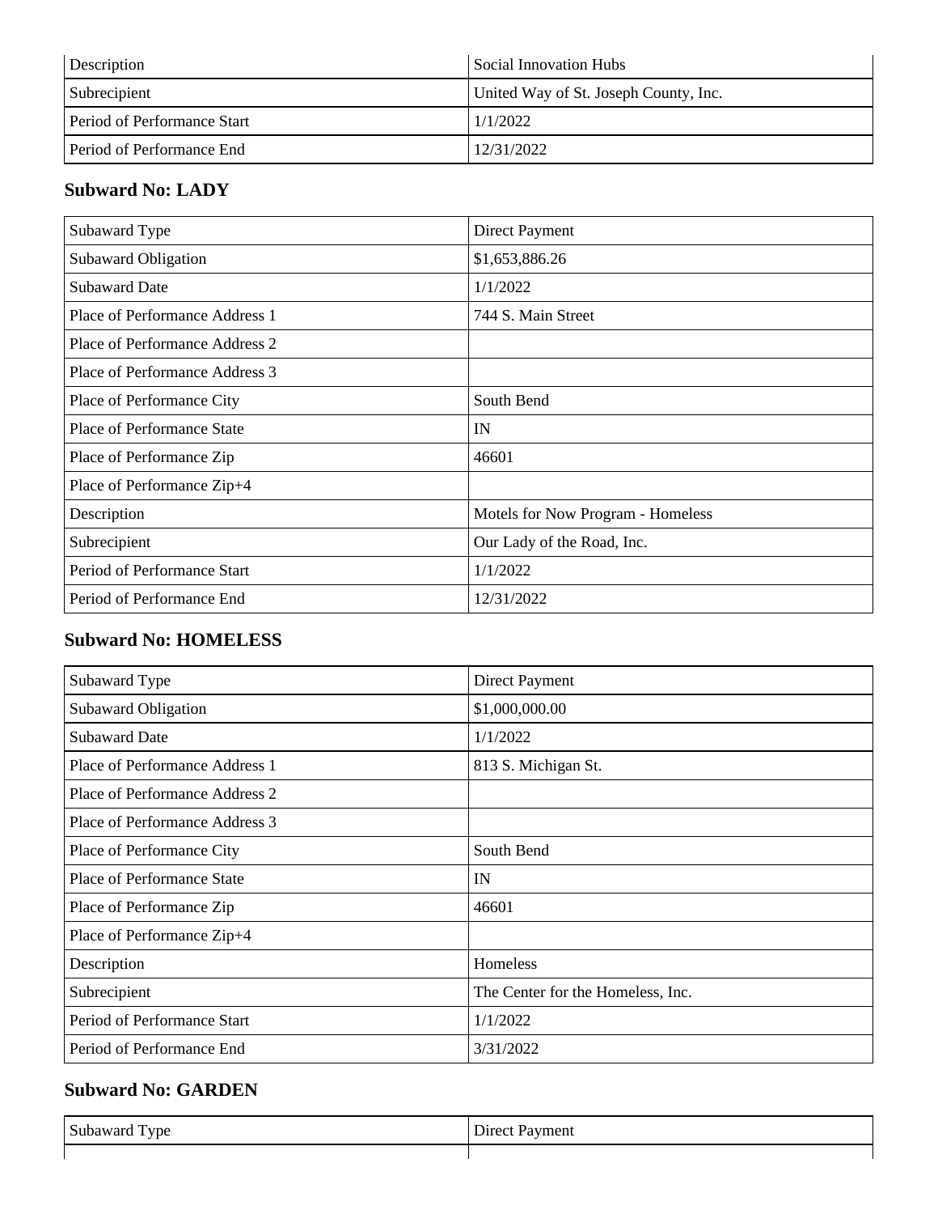| | |
|---|---|
| Description | Social Innovation Hubs |
| Subrecipient | United Way of St. Joseph County, Inc. |
| Period of Performance Start | 1/1/2022 |
| Period of Performance End | 12/31/2022 |

### Subward No: LADY

| | |
|---|---|
| Subaward Type | Direct Payment |
| Subaward Obligation | $1,653,886.26 |
| Subaward Date | 1/1/2022 |
| Place of Performance Address 1 | 744 S. Main Street |
| Place of Performance Address 2 | |
| Place of Performance Address 3 | |
| Place of Performance City | South Bend |
| Place of Performance State | IN |
| Place of Performance Zip | 46601 |
| Place of Performance Zip+4 | |
| Description | Motels for Now Program - Homeless |
| Subrecipient | Our Lady of the Road, Inc. |
| Period of Performance Start | 1/1/2022 |
| Period of Performance End | 12/31/2022 |

### Subward No: HOMELESS

| | |
|---|---|
| Subaward Type | Direct Payment |
| Subaward Obligation | $1,000,000.00 |
| Subaward Date | 1/1/2022 |
| Place of Performance Address 1 | 813 S. Michigan St. |
| Place of Performance Address 2 | |
| Place of Performance Address 3 | |
| Place of Performance City | South Bend |
| Place of Performance State | IN |
| Place of Performance Zip | 46601 |
| Place of Performance Zip+4 | |
| Description | Homeless |
| Subrecipient | The Center for the Homeless, Inc. |
| Period of Performance Start | 1/1/2022 |
| Period of Performance End | 3/31/2022 |

### Subward No: GARDEN

| | |
|---|---|
| Subaward Type | Direct Payment |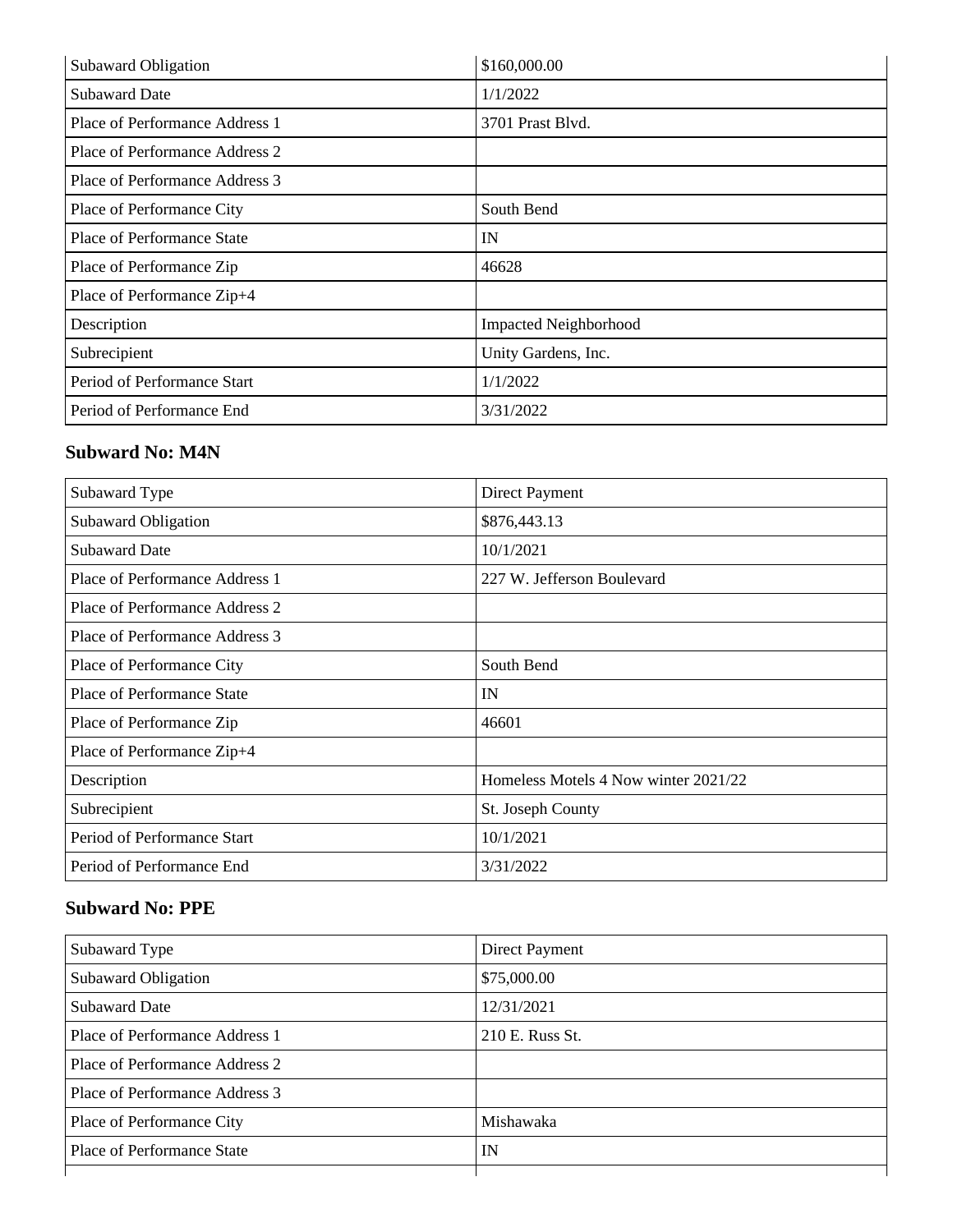| | |
|---|---|
| Subaward Obligation | \$160,000.00 |
| Subaward Date | 1/1/2022 |
| Place of Performance Address 1 | 3701 Prast Blvd. |
| Place of Performance Address 2 | |
| Place of Performance Address 3 | |
| Place of Performance City | South Bend |
| Place of Performance State | IN |
| Place of Performance Zip | 46628 |
| Place of Performance Zip+4 | |
| Description | Impacted Neighborhood |
| Subrecipient | Unity Gardens, Inc. |
| Period of Performance Start | 1/1/2022 |
| Period of Performance End | 3/31/2022 |

### Subward No: M4N

| | |
|---|---|
| Subaward Type | Direct Payment |
| Subaward Obligation | \$876,443.13 |
| Subaward Date | 10/1/2021 |
| Place of Performance Address 1 | 227 W. Jefferson Boulevard |
| Place of Performance Address 2 | |
| Place of Performance Address 3 | |
| Place of Performance City | South Bend |
| Place of Performance State | IN |
| Place of Performance Zip | 46601 |
| Place of Performance Zip+4 | |
| Description | Homeless Motels 4 Now winter 2021/22 |
| Subrecipient | St. Joseph County |
| Period of Performance Start | 10/1/2021 |
| Period of Performance End | 3/31/2022 |

### Subward No: PPE

| | |
|---|---|
| Subaward Type | Direct Payment |
| Subaward Obligation | \$75,000.00 |
| Subaward Date | 12/31/2021 |
| Place of Performance Address 1 | 210 E. Russ St. |
| Place of Performance Address 2 | |
| Place of Performance Address 3 | |
| Place of Performance City | Mishawaka |
| Place of Performance State | IN |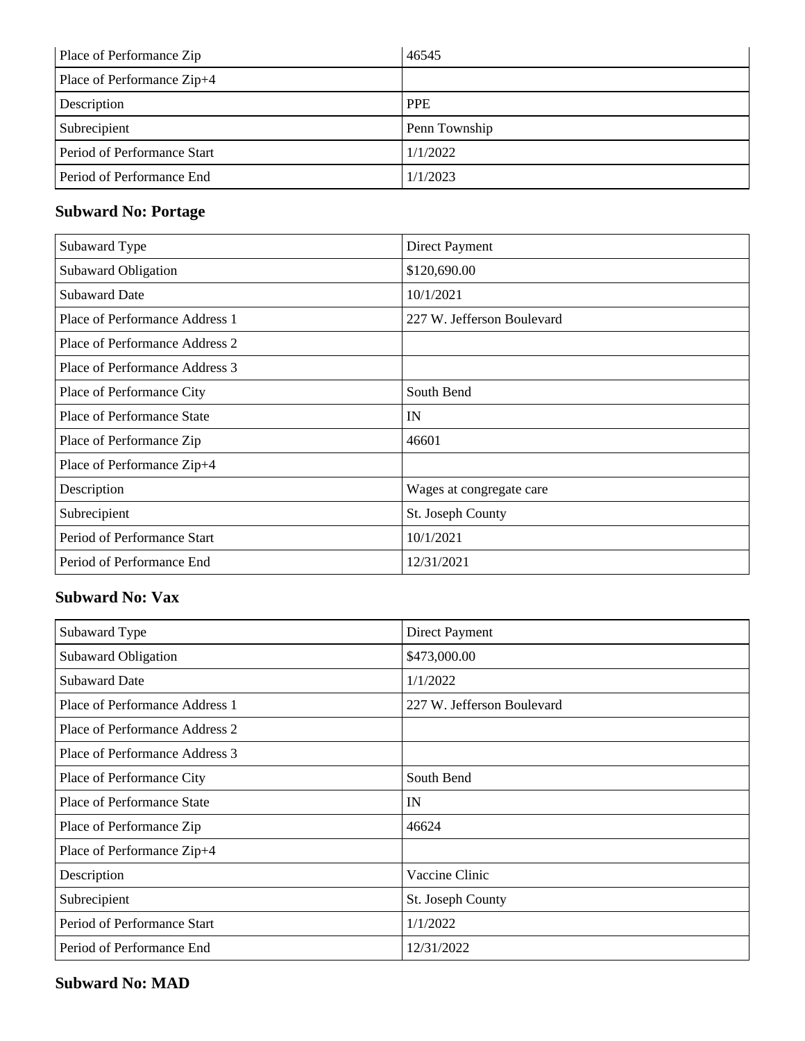| | |
|---|---|
| Place of Performance Zip | 46545 |
| Place of Performance Zip+4 | |
| Description | PPE |
| Subrecipient | Penn Township |
| Period of Performance Start | 1/1/2022 |
| Period of Performance End | 1/1/2023 |

### Subward No: Portage

| | |
|---|---|
| Subaward Type | Direct Payment |
| Subaward Obligation | $120,690.00 |
| Subaward Date | 10/1/2021 |
| Place of Performance Address 1 | 227 W. Jefferson Boulevard |
| Place of Performance Address 2 | |
| Place of Performance Address 3 | |
| Place of Performance City | South Bend |
| Place of Performance State | IN |
| Place of Performance Zip | 46601 |
| Place of Performance Zip+4 | |
| Description | Wages at congregate care |
| Subrecipient | St. Joseph County |
| Period of Performance Start | 10/1/2021 |
| Period of Performance End | 12/31/2021 |

### Subward No: Vax

| | |
|---|---|
| Subaward Type | Direct Payment |
| Subaward Obligation | $473,000.00 |
| Subaward Date | 1/1/2022 |
| Place of Performance Address 1 | 227 W. Jefferson Boulevard |
| Place of Performance Address 2 | |
| Place of Performance Address 3 | |
| Place of Performance City | South Bend |
| Place of Performance State | IN |
| Place of Performance Zip | 46624 |
| Place of Performance Zip+4 | |
| Description | Vaccine Clinic |
| Subrecipient | St. Joseph County |
| Period of Performance Start | 1/1/2022 |
| Period of Performance End | 12/31/2022 |

### Subward No: MAD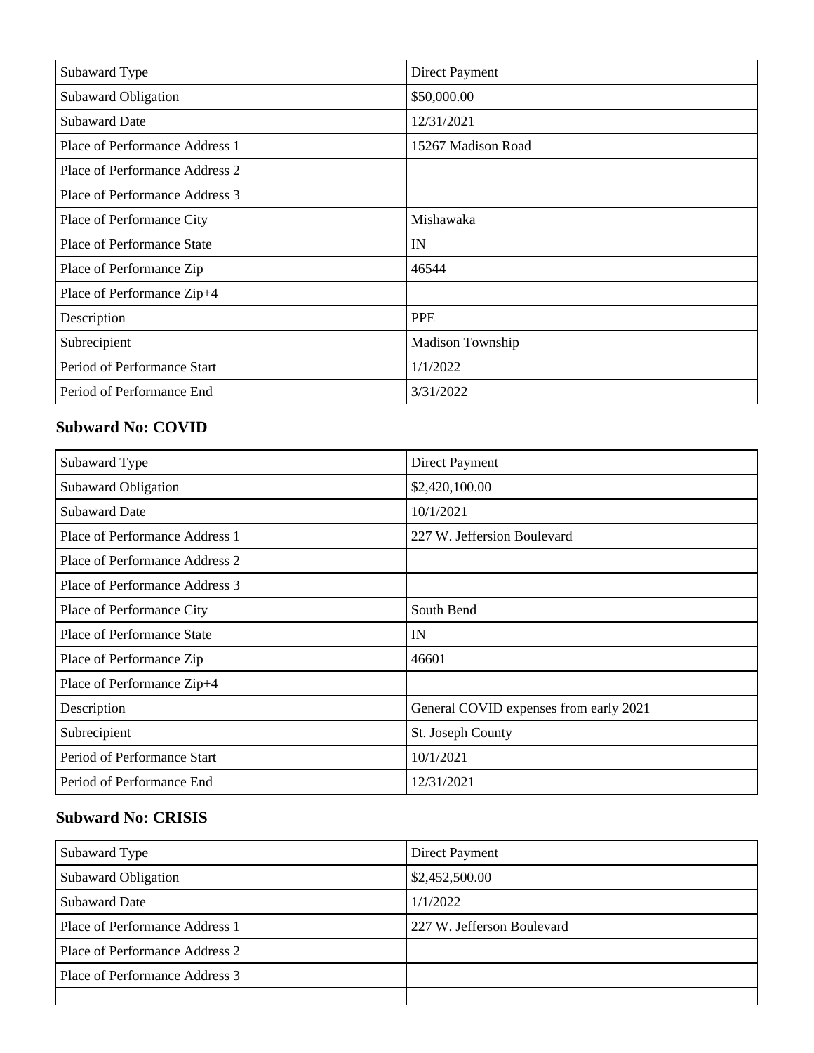| Subaward Type | Direct Payment |
| --- | --- |
| Subaward Obligation | $50,000.00 |
| Subaward Date | 12/31/2021 |
| Place of Performance Address 1 | 15267 Madison Road |
| Place of Performance Address 2 | |
| Place of Performance Address 3 | |
| Place of Performance City | Mishawaka |
| Place of Performance State | IN |
| Place of Performance Zip | 46544 |
| Place of Performance Zip+4 | |
| Description | PPE |
| Subrecipient | Madison Township |
| Period of Performance Start | 1/1/2022 |
| Period of Performance End | 3/31/2022 |

### Subward No: COVID

| Subaward Type | Direct Payment |
| --- | --- |
| Subaward Obligation | $2,420,100.00 |
| Subaward Date | 10/1/2021 |
| Place of Performance Address 1 | 227 W. Jefferson Boulevard |
| Place of Performance Address 2 | |
| Place of Performance Address 3 | |
| Place of Performance City | South Bend |
| Place of Performance State | IN |
| Place of Performance Zip | 46601 |
| Place of Performance Zip+4 | |
| Description | General COVID expenses from early 2021 |
| Subrecipient | St. Joseph County |
| Period of Performance Start | 10/1/2021 |
| Period of Performance End | 12/31/2021 |

### Subward No: CRISIS

| Subaward Type | Direct Payment |
| --- | --- |
| Subaward Obligation | $2,452,500.00 |
| Subaward Date | 1/1/2022 |
| Place of Performance Address 1 | 227 W. Jefferson Boulevard |
| Place of Performance Address 2 | |
| Place of Performance Address 3 | |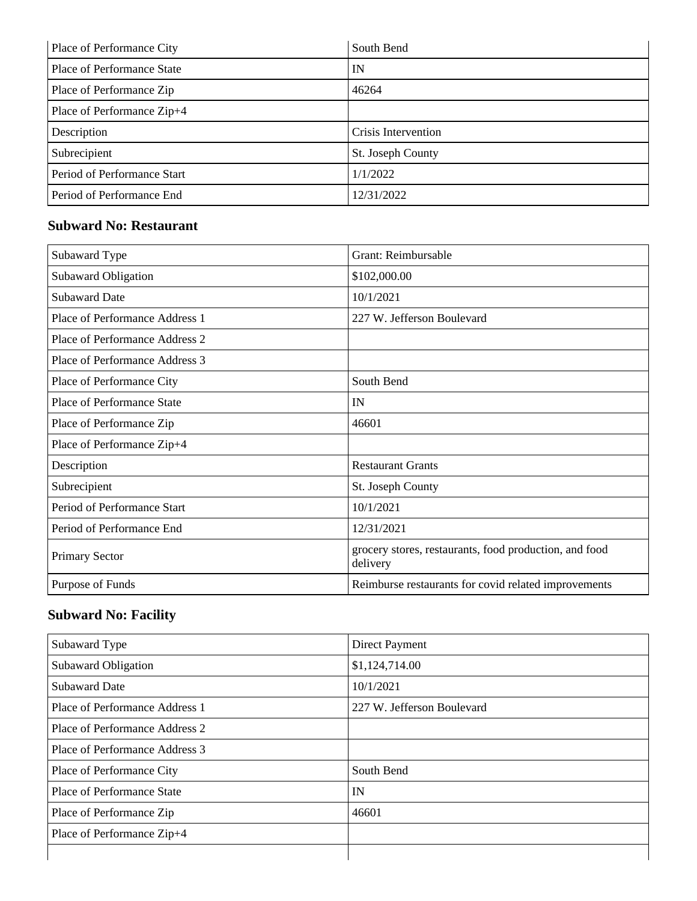| | |
|---|---|
| Place of Performance City | South Bend |
| Place of Performance State | IN |
| Place of Performance Zip | 46264 |
| Place of Performance Zip+4 | |
| Description | Crisis Intervention |
| Subrecipient | St. Joseph County |
| Period of Performance Start | 1/1/2022 |
| Period of Performance End | 12/31/2022 |

### Subward No: Restaurant

| | |
|---|---|
| Subaward Type | Grant: Reimbursable |
| Subaward Obligation | $102,000.00 |
| Subaward Date | 10/1/2021 |
| Place of Performance Address 1 | 227 W. Jefferson Boulevard |
| Place of Performance Address 2 | |
| Place of Performance Address 3 | |
| Place of Performance City | South Bend |
| Place of Performance State | IN |
| Place of Performance Zip | 46601 |
| Place of Performance Zip+4 | |
| Description | Restaurant Grants |
| Subrecipient | St. Joseph County |
| Period of Performance Start | 10/1/2021 |
| Period of Performance End | 12/31/2021 |
| Primary Sector | grocery stores, restaurants, food production, and food delivery |
| Purpose of Funds | Reimburse restaurants for covid related improvements |

### Subward No: Facility

| | |
|---|---|
| Subaward Type | Direct Payment |
| Subaward Obligation | $1,124,714.00 |
| Subaward Date | 10/1/2021 |
| Place of Performance Address 1 | 227 W. Jefferson Boulevard |
| Place of Performance Address 2 | |
| Place of Performance Address 3 | |
| Place of Performance City | South Bend |
| Place of Performance State | IN |
| Place of Performance Zip | 46601 |
| Place of Performance Zip+4 | |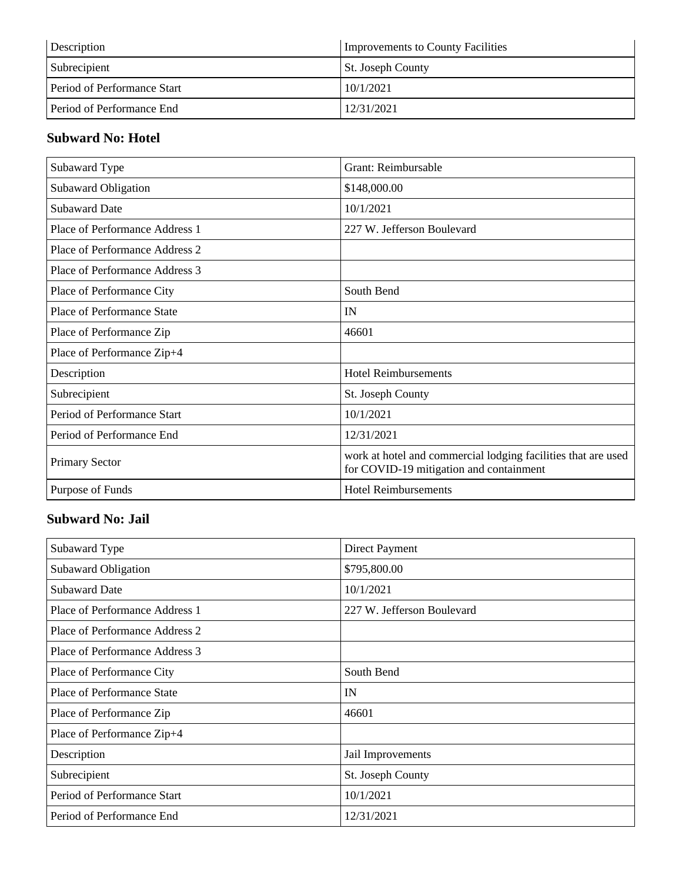| Description | Improvements to County Facilities |
|---|---|
| Subrecipient | St. Joseph County |
| Period of Performance Start | 10/1/2021 |
| Period of Performance End | 12/31/2021 |

### Subward No: Hotel

| Subaward Type | Grant: Reimbursable |
|---|---|
| Subaward Obligation | $148,000.00 |
| Subaward Date | 10/1/2021 |
| Place of Performance Address 1 | 227 W. Jefferson Boulevard |
| Place of Performance Address 2 | |
| Place of Performance Address 3 | |
| Place of Performance City | South Bend |
| Place of Performance State | IN |
| Place of Performance Zip | 46601 |
| Place of Performance Zip+4 | |
| Description | Hotel Reimbursements |
| Subrecipient | St. Joseph County |
| Period of Performance Start | 10/1/2021 |
| Period of Performance End | 12/31/2021 |
| Primary Sector | work at hotel and commercial lodging facilities that are used for COVID-19 mitigation and containment |
| Purpose of Funds | Hotel Reimbursements |

### Subward No: Jail

| Subaward Type | Direct Payment |
|---|---|
| Subaward Obligation | $795,800.00 |
| Subaward Date | 10/1/2021 |
| Place of Performance Address 1 | 227 W. Jefferson Boulevard |
| Place of Performance Address 2 | |
| Place of Performance Address 3 | |
| Place of Performance City | South Bend |
| Place of Performance State | IN |
| Place of Performance Zip | 46601 |
| Place of Performance Zip+4 | |
| Description | Jail Improvements |
| Subrecipient | St. Joseph County |
| Period of Performance Start | 10/1/2021 |
| Period of Performance End | 12/31/2021 |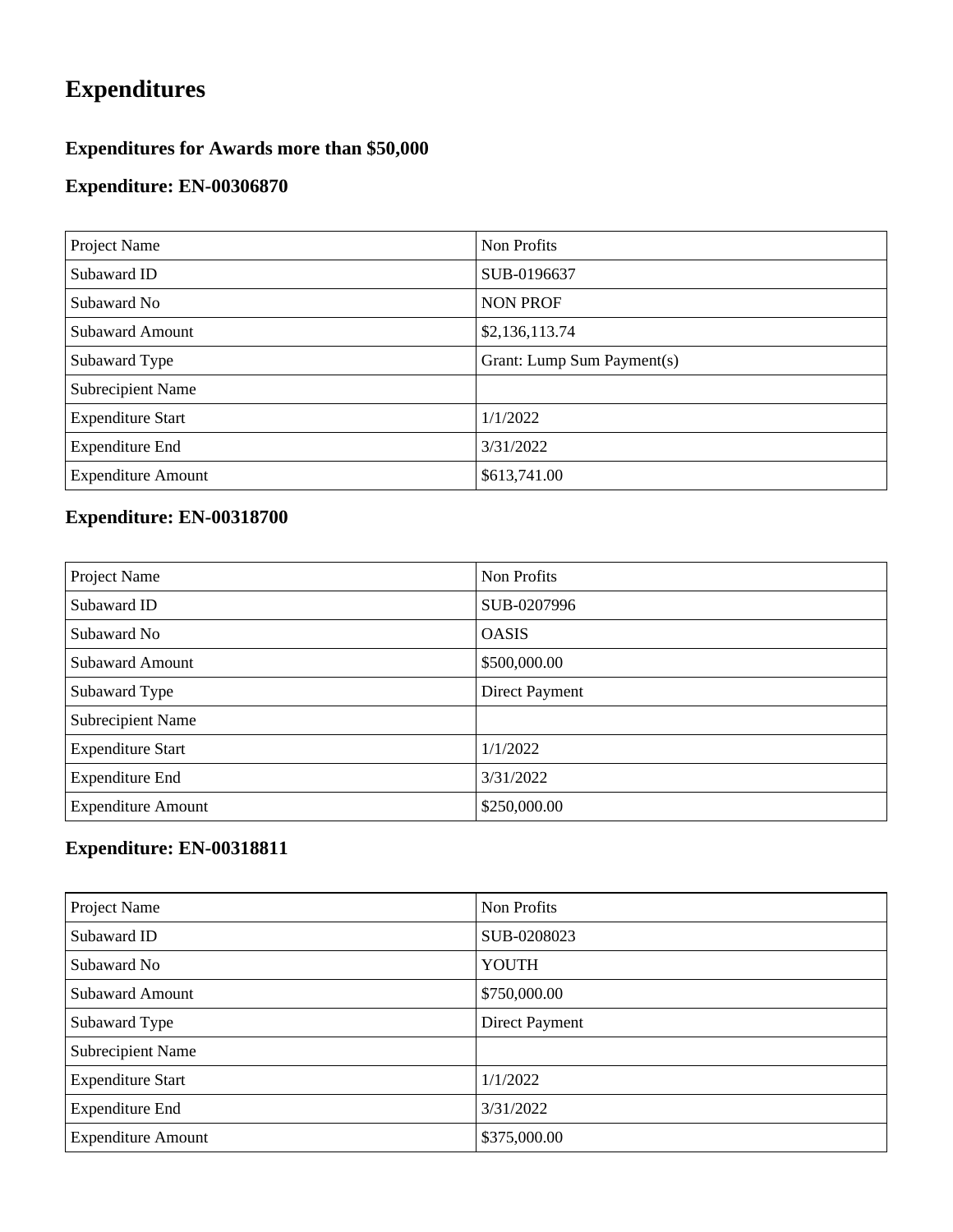# Expenditures

### Expenditures for Awards more than $50,000

### Expenditure: EN-00306870

| | |
|---|---|
| Project Name | Non Profits |
| Subaward ID | SUB-0196637 |
| Subaward No | NON PROF |
| Subaward Amount | $2,136,113.74 |
| Subaward Type | Grant: Lump Sum Payment(s) |
| Subrecipient Name | |
| Expenditure Start | 1/1/2022 |
| Expenditure End | 3/31/2022 |
| Expenditure Amount | $613,741.00 |

### Expenditure: EN-00318700

| | |
|---|---|
| Project Name | Non Profits |
| Subaward ID | SUB-0207996 |
| Subaward No | OASIS |
| Subaward Amount | $500,000.00 |
| Subaward Type | Direct Payment |
| Subrecipient Name | |
| Expenditure Start | 1/1/2022 |
| Expenditure End | 3/31/2022 |
| Expenditure Amount | $250,000.00 |

### Expenditure: EN-00318811

| | |
|---|---|
| Project Name | Non Profits |
| Subaward ID | SUB-0208023 |
| Subaward No | YOUTH |
| Subaward Amount | $750,000.00 |
| Subaward Type | Direct Payment |
| Subrecipient Name | |
| Expenditure Start | 1/1/2022 |
| Expenditure End | 3/31/2022 |
| Expenditure Amount | $375,000.00 |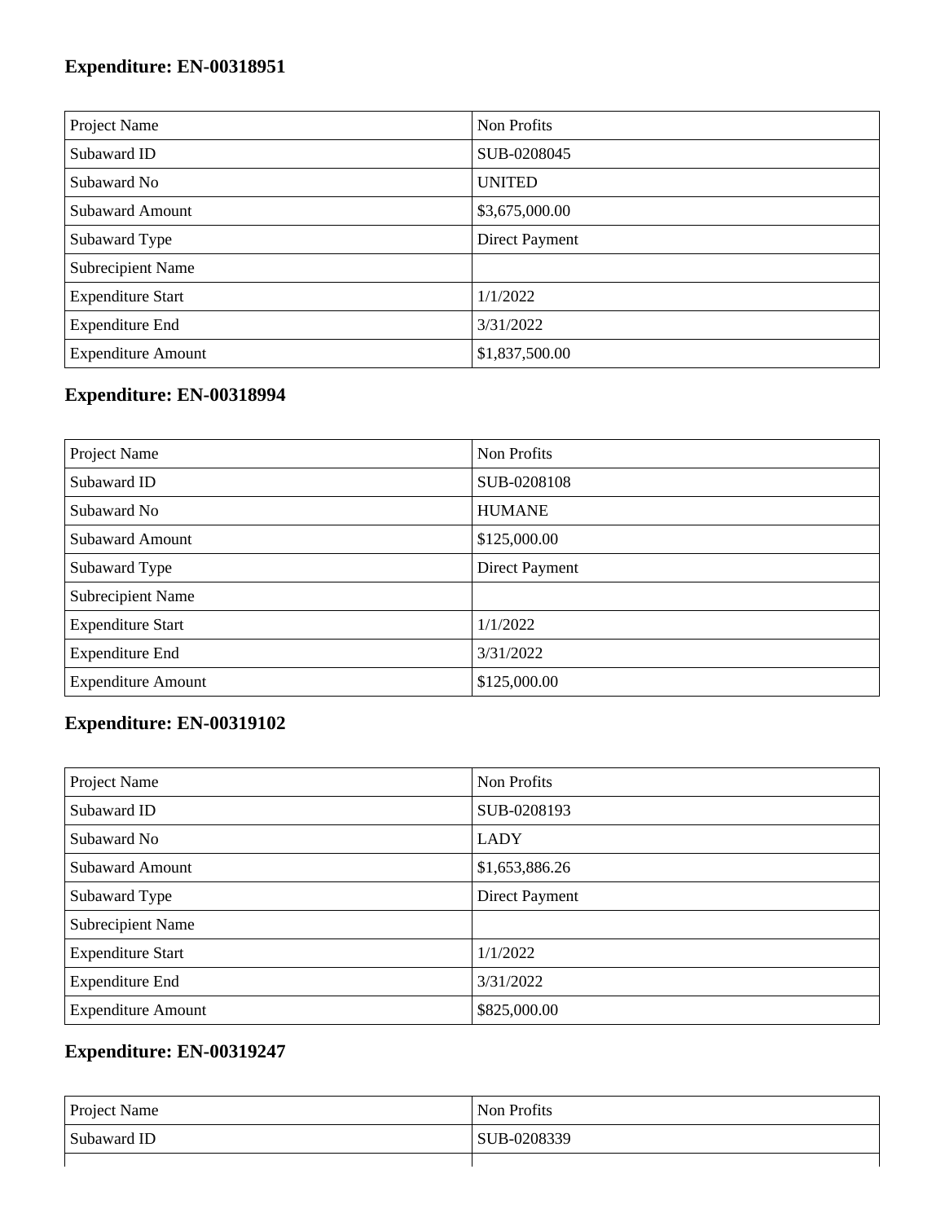## Expenditure: EN-00318951

| Project Name | Non Profits |
| --- | --- |
| Subaward ID | SUB-0208045 |
| Subaward No | UNITED |
| Subaward Amount | $3,675,000.00 |
| Subaward Type | Direct Payment |
| Subrecipient Name | |
| Expenditure Start | 1/1/2022 |
| Expenditure End | 3/31/2022 |
| Expenditure Amount | $1,837,500.00 |

## Expenditure: EN-00318994

| Project Name | Non Profits |
| --- | --- |
| Subaward ID | SUB-0208108 |
| Subaward No | HUMANE |
| Subaward Amount | $125,000.00 |
| Subaward Type | Direct Payment |
| Subrecipient Name | |
| Expenditure Start | 1/1/2022 |
| Expenditure End | 3/31/2022 |
| Expenditure Amount | $125,000.00 |

## Expenditure: EN-00319102

| Project Name | Non Profits |
| --- | --- |
| Subaward ID | SUB-0208193 |
| Subaward No | LADY |
| Subaward Amount | $1,653,886.26 |
| Subaward Type | Direct Payment |
| Subrecipient Name | |
| Expenditure Start | 1/1/2022 |
| Expenditure End | 3/31/2022 |
| Expenditure Amount | $825,000.00 |

## Expenditure: EN-00319247

| Project Name | Non Profits |
| --- | --- |
| Subaward ID | SUB-0208339 |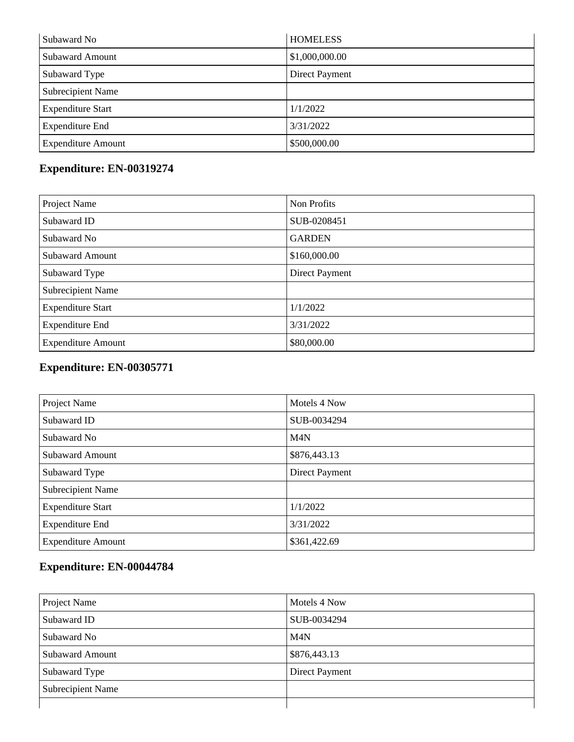| Subaward No | HOMELESS |
|---|---|
| Subaward Amount | $1,000,000.00 |
| Subaward Type | Direct Payment |
| Subrecipient Name | |
| Expenditure Start | 1/1/2022 |
| Expenditure End | 3/31/2022 |
| Expenditure Amount | $500,000.00 |

## Expenditure: EN-00319274

| Project Name | Non Profits |
|---|---|
| Subaward ID | SUB-0208451 |
| Subaward No | GARDEN |
| Subaward Amount | $160,000.00 |
| Subaward Type | Direct Payment |
| Subrecipient Name | |
| Expenditure Start | 1/1/2022 |
| Expenditure End | 3/31/2022 |
| Expenditure Amount | $80,000.00 |

## Expenditure: EN-00305771

| Project Name | Motels 4 Now |
|---|---|
| Subaward ID | SUB-0034294 |
| Subaward No | M4N |
| Subaward Amount | $876,443.13 |
| Subaward Type | Direct Payment |
| Subrecipient Name | |
| Expenditure Start | 1/1/2022 |
| Expenditure End | 3/31/2022 |
| Expenditure Amount | $361,422.69 |

## Expenditure: EN-00044784

| Project Name | Motels 4 Now |
|---|---|
| Subaward ID | SUB-0034294 |
| Subaward No | M4N |
| Subaward Amount | $876,443.13 |
| Subaward Type | Direct Payment |
| Subrecipient Name | |
| | |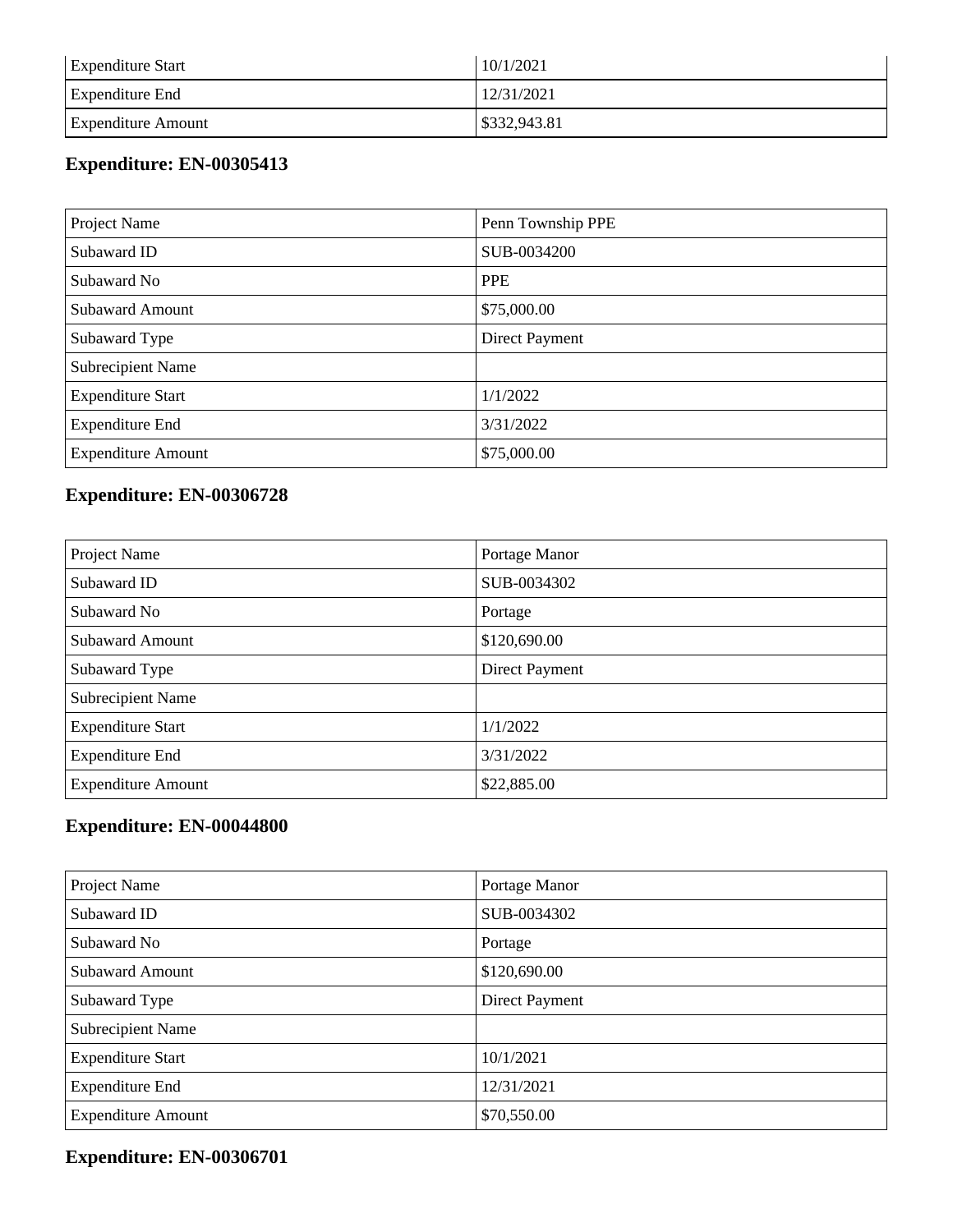| | |
|---|---|
| Expenditure Start | 10/1/2021 |
| Expenditure End | 12/31/2021 |
| Expenditure Amount | $332,943.81 |

## Expenditure: EN-00305413

| | |
|---|---|
| Project Name | Penn Township PPE |
| Subaward ID | SUB-0034200 |
| Subaward No | PPE |
| Subaward Amount | $75,000.00 |
| Subaward Type | Direct Payment |
| Subrecipient Name | |
| Expenditure Start | 1/1/2022 |
| Expenditure End | 3/31/2022 |
| Expenditure Amount | $75,000.00 |

## Expenditure: EN-00306728

| | |
|---|---|
| Project Name | Portage Manor |
| Subaward ID | SUB-0034302 |
| Subaward No | Portage |
| Subaward Amount | $120,690.00 |
| Subaward Type | Direct Payment |
| Subrecipient Name | |
| Expenditure Start | 1/1/2022 |
| Expenditure End | 3/31/2022 |
| Expenditure Amount | $22,885.00 |

## Expenditure: EN-00044800

| | |
|---|---|
| Project Name | Portage Manor |
| Subaward ID | SUB-0034302 |
| Subaward No | Portage |
| Subaward Amount | $120,690.00 |
| Subaward Type | Direct Payment |
| Subrecipient Name | |
| Expenditure Start | 10/1/2021 |
| Expenditure End | 12/31/2021 |
| Expenditure Amount | $70,550.00 |

## Expenditure: EN-00306701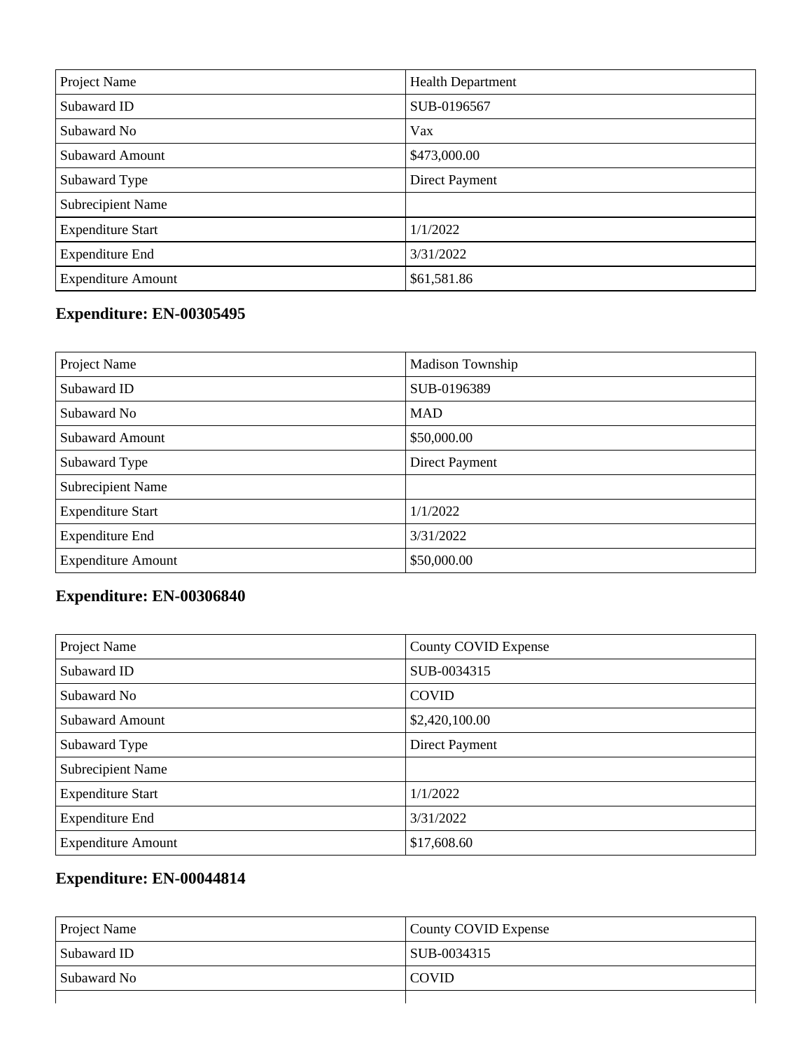| | |
|---|---|
| Project Name | Health Department |
| Subaward ID | SUB-0196567 |
| Subaward No | Vax |
| Subaward Amount | $473,000.00 |
| Subaward Type | Direct Payment |
| Subrecipient Name | |
| Expenditure Start | 1/1/2022 |
| Expenditure End | 3/31/2022 |
| Expenditure Amount | $61,581.86 |

### Expenditure: EN-00305495

| | |
|---|---|
| Project Name | Madison Township |
| Subaward ID | SUB-0196389 |
| Subaward No | MAD |
| Subaward Amount | $50,000.00 |
| Subaward Type | Direct Payment |
| Subrecipient Name | |
| Expenditure Start | 1/1/2022 |
| Expenditure End | 3/31/2022 |
| Expenditure Amount | $50,000.00 |

### Expenditure: EN-00306840

| | |
|---|---|
| Project Name | County COVID Expense |
| Subaward ID | SUB-0034315 |
| Subaward No | COVID |
| Subaward Amount | $2,420,100.00 |
| Subaward Type | Direct Payment |
| Subrecipient Name | |
| Expenditure Start | 1/1/2022 |
| Expenditure End | 3/31/2022 |
| Expenditure Amount | $17,608.60 |

### Expenditure: EN-00044814

| | |
|---|---|
| Project Name | County COVID Expense |
| Subaward ID | SUB-0034315 |
| Subaward No | COVID |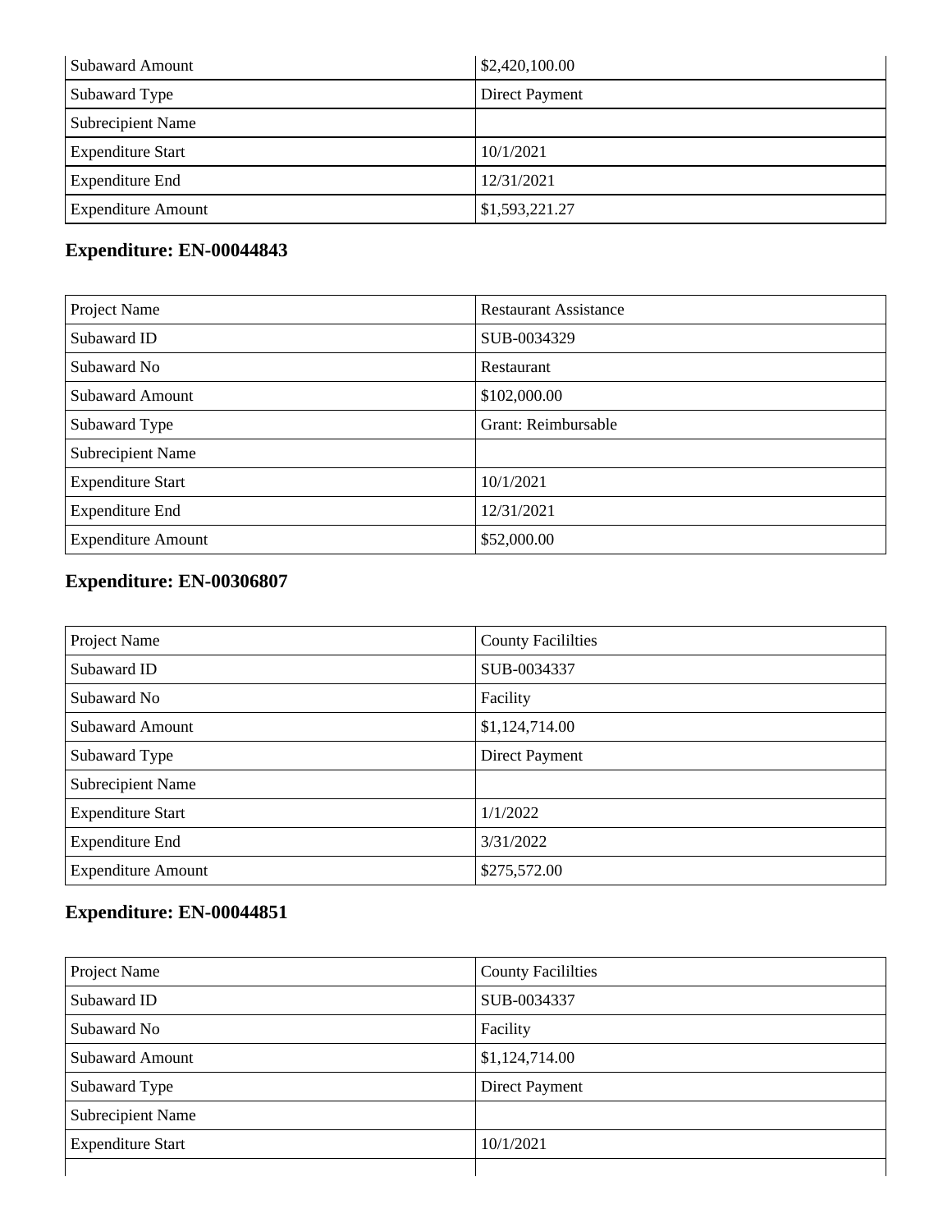| Subaward Amount | $2,420,100.00 |
| --- | --- |
| Subaward Type | Direct Payment |
| Subrecipient Name | |
| Expenditure Start | 10/1/2021 |
| Expenditure End | 12/31/2021 |
| Expenditure Amount | $1,593,221.27 |

## Expenditure: EN-00044843

| Project Name | Restaurant Assistance |
| --- | --- |
| Subaward ID | SUB-0034329 |
| Subaward No | Restaurant |
| Subaward Amount | $102,000.00 |
| Subaward Type | Grant: Reimbursable |
| Subrecipient Name | |
| Expenditure Start | 10/1/2021 |
| Expenditure End | 12/31/2021 |
| Expenditure Amount | $52,000.00 |

## Expenditure: EN-00306807

| Project Name | County Facililties |
| --- | --- |
| Subaward ID | SUB-0034337 |
| Subaward No | Facility |
| Subaward Amount | $1,124,714.00 |
| Subaward Type | Direct Payment |
| Subrecipient Name | |
| Expenditure Start | 1/1/2022 |
| Expenditure End | 3/31/2022 |
| Expenditure Amount | $275,572.00 |

## Expenditure: EN-00044851

| Project Name | County Facililties |
| --- | --- |
| Subaward ID | SUB-0034337 |
| Subaward No | Facility |
| Subaward Amount | $1,124,714.00 |
| Subaward Type | Direct Payment |
| Subrecipient Name | |
| Expenditure Start | 10/1/2021 |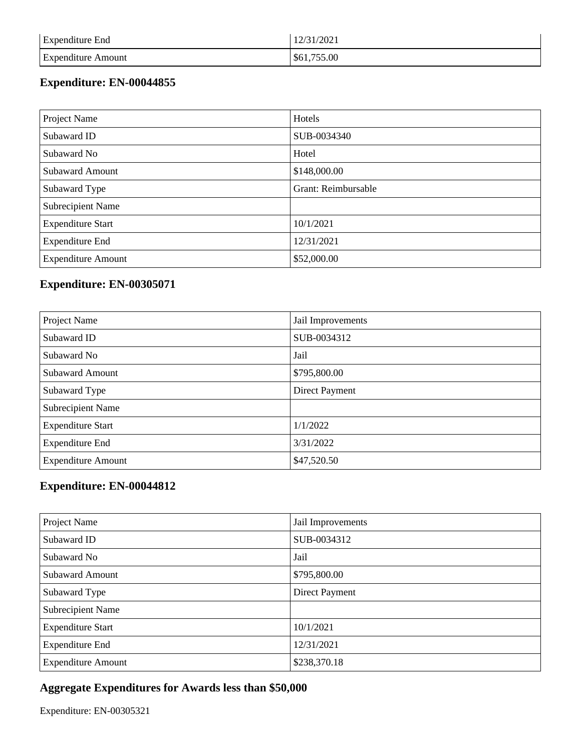| Expenditure End | 12/31/2021 |
| --- | --- |
| Expenditure Amount | $61,755.00 |

### Expenditure: EN-00044855

| Project Name | Hotels |
| --- | --- |
| Subaward ID | SUB-0034340 |
| Subaward No | Hotel |
| Subaward Amount | $148,000.00 |
| Subaward Type | Grant: Reimbursable |
| Subrecipient Name | |
| Expenditure Start | 10/1/2021 |
| Expenditure End | 12/31/2021 |
| Expenditure Amount | $52,000.00 |

### Expenditure: EN-00305071

| Project Name | Jail Improvements |
| --- | --- |
| Subaward ID | SUB-0034312 |
| Subaward No | Jail |
| Subaward Amount | $795,800.00 |
| Subaward Type | Direct Payment |
| Subrecipient Name | |
| Expenditure Start | 1/1/2022 |
| Expenditure End | 3/31/2022 |
| Expenditure Amount | $47,520.50 |

### Expenditure: EN-00044812

| Project Name | Jail Improvements |
| --- | --- |
| Subaward ID | SUB-0034312 |
| Subaward No | Jail |
| Subaward Amount | $795,800.00 |
| Subaward Type | Direct Payment |
| Subrecipient Name | |
| Expenditure Start | 10/1/2021 |
| Expenditure End | 12/31/2021 |
| Expenditure Amount | $238,370.18 |

### Aggregate Expenditures for Awards less than $50,000

Expenditure: EN-00305321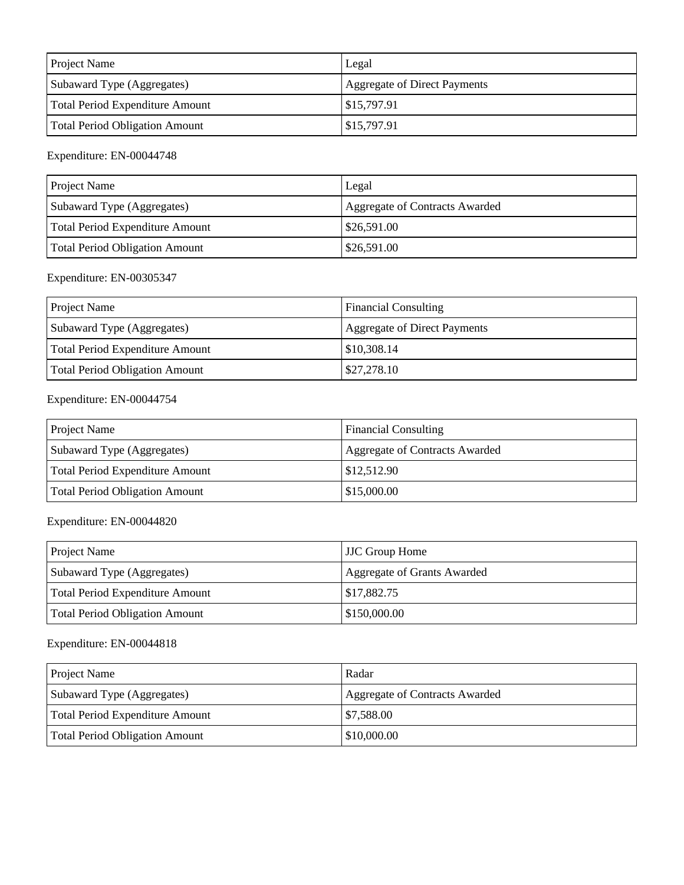| Project Name | Legal |
| --- | --- |
| Subaward Type (Aggregates) | Aggregate of Direct Payments |
| Total Period Expenditure Amount | $15,797.91 |
| Total Period Obligation Amount | $15,797.91 |

Expenditure: EN-00044748

| Project Name | Legal |
| --- | --- |
| Subaward Type (Aggregates) | Aggregate of Contracts Awarded |
| Total Period Expenditure Amount | $26,591.00 |
| Total Period Obligation Amount | $26,591.00 |

Expenditure: EN-00305347

| Project Name | Financial Consulting |
| --- | --- |
| Subaward Type (Aggregates) | Aggregate of Direct Payments |
| Total Period Expenditure Amount | $10,308.14 |
| Total Period Obligation Amount | $27,278.10 |

Expenditure: EN-00044754

| Project Name | Financial Consulting |
| --- | --- |
| Subaward Type (Aggregates) | Aggregate of Contracts Awarded |
| Total Period Expenditure Amount | $12,512.90 |
| Total Period Obligation Amount | $15,000.00 |

Expenditure: EN-00044820

| Project Name | JJC Group Home |
| --- | --- |
| Subaward Type (Aggregates) | Aggregate of Grants Awarded |
| Total Period Expenditure Amount | $17,882.75 |
| Total Period Obligation Amount | $150,000.00 |

Expenditure: EN-00044818

| Project Name | Radar |
| --- | --- |
| Subaward Type (Aggregates) | Aggregate of Contracts Awarded |
| Total Period Expenditure Amount | $7,588.00 |
| Total Period Obligation Amount | $10,000.00 |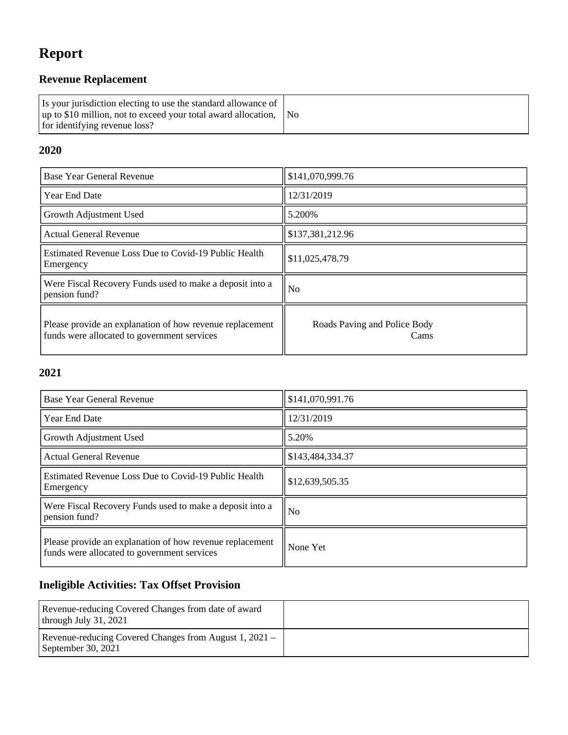# Report

## Revenue Replacement

| | |
|---|---|
| Is your jurisdiction electing to use the standard allowance of up to $10 million, not to exceed your total award allocation, for identifying revenue loss? | No |

### 2020

| | |
|---|---|
| Base Year General Revenue | $141,070,999.76 |
| Year End Date | 12/31/2019 |
| Growth Adjustment Used | 5.200% |
| Actual General Revenue | $137,381,212.96 |
| Estimated Revenue Loss Due to Covid-19 Public Health Emergency | $11,025,478.79 |
| Were Fiscal Recovery Funds used to make a deposit into a pension fund? | No |
| Please provide an explanation of how revenue replacement funds were allocated to government services | Roads Paving and Police Body Cams |

### 2021

| | |
|---|---|
| Base Year General Revenue | $141,070,991.76 |
| Year End Date | 12/31/2019 |
| Growth Adjustment Used | 5.20% |
| Actual General Revenue | $143,484,334.37 |
| Estimated Revenue Loss Due to Covid-19 Public Health Emergency | $12,639,505.35 |
| Were Fiscal Recovery Funds used to make a deposit into a pension fund? | No |
| Please provide an explanation of how revenue replacement funds were allocated to government services | None Yet |

## Ineligible Activities: Tax Offset Provision

| | |
|---|---|
| Revenue-reducing Covered Changes from date of award through July 31, 2021 | |
| Revenue-reducing Covered Changes from August 1, 2021 – September 30, 2021 | |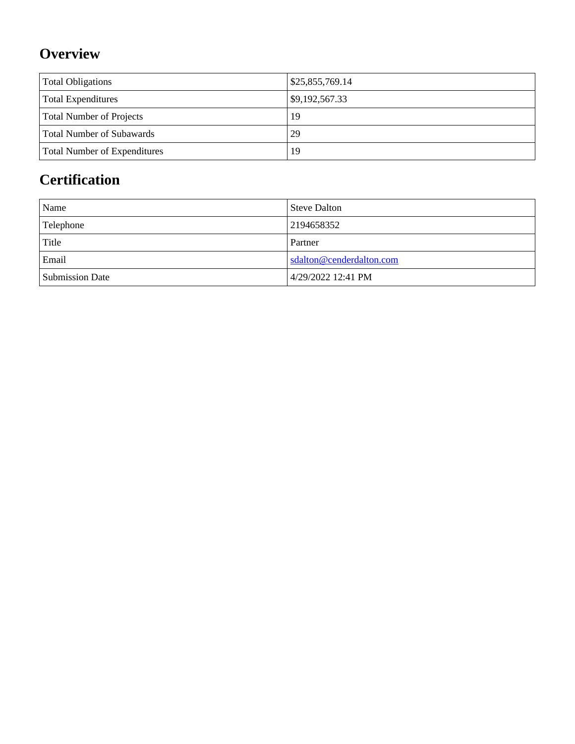## Overview

| | |
|---|---|
| Total Obligations | $25,855,769.14 |
| Total Expenditures | $9,192,567.33 |
| Total Number of Projects | 19 |
| Total Number of Subawards | 29 |
| Total Number of Expenditures | 19 |

## Certification

| | |
|---|---|
| Name | Steve Dalton |
| Telephone | 2194658352 |
| Title | Partner |
| Email | sdalton@cenderdalton.com |
| Submission Date | 4/29/2022 12:41 PM |